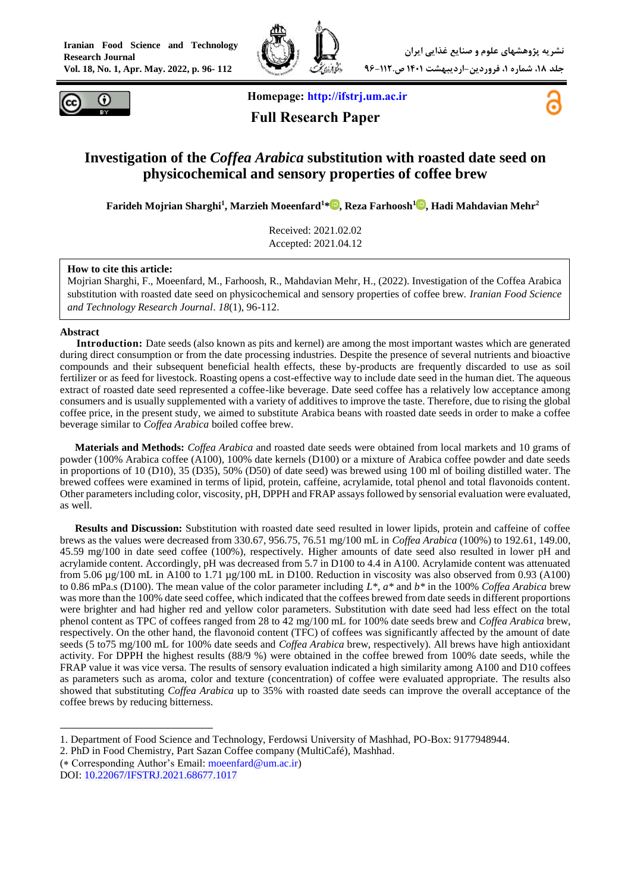Homepage: http://ifstrj.um.ac.ir

**Full Research Paper**

# Investigation of the *Coffea Arabica* substitution with roasted date seed on physicochemical and sensory properties of coffee brew

**Farideh Mojrian Sharghi[1], Marzieh Moeenfard[1]*, Reza Farhoosh[1], Hadi Mahdavian Mehr[2]**

Received: 2021.02.02
Accepted: 2021.04.12

**How to cite this article:**
Mojrian Sharghi, F., Moeenfard, M., Farhoosh, R., Mahdavian Mehr, H., (2022). Investigation of the Coffea Arabica substitution with roasted date seed on physicochemical and sensory properties of coffee brew. *Iranian Food Science and Technology Research Journal*. *18*(1), 96-112.

## Abstract

**Introduction:** Date seeds (also known as pits and kernel) are among the most important wastes which are generated during direct consumption or from the date processing industries. Despite the presence of several nutrients and bioactive compounds and their subsequent beneficial health effects, these by-products are frequently discarded to use as soil fertilizer or as feed for livestock. Roasting opens a cost-effective way to include date seed in the human diet. The aqueous extract of roasted date seed represented a coffee-like beverage. Date seed coffee has a relatively low acceptance among consumers and is usually supplemented with a variety of additives to improve the taste. Therefore, due to rising the global coffee price, in the present study, we aimed to substitute Arabica beans with roasted date seeds in order to make a coffee beverage similar to *Coffea Arabica* boiled coffee brew.

**Materials and Methods:** *Coffea Arabica* and roasted date seeds were obtained from local markets and 10 grams of powder (100% Arabica coffee (A100), 100% date kernels (D100) or a mixture of Arabica coffee powder and date seeds in proportions of 10 (D10), 35 (D35), 50% (D50) of date seed) was brewed using 100 ml of boiling distilled water. The brewed coffees were examined in terms of lipid, protein, caffeine, acrylamide, total phenol and total flavonoids content. Other parameters including color, viscosity, pH, DPPH and FRAP assays followed by sensorial evaluation were evaluated, as well.

**Results and Discussion:** Substitution with roasted date seed resulted in lower lipids, protein and caffeine of coffee brews as the values were decreased from 330.67, 956.75, 76.51 mg/100 mL in *Coffea Arabica* (100%) to 192.61, 149.00, 45.59 mg/100 in date seed coffee (100%), respectively. Higher amounts of date seed also resulted in lower pH and acrylamide content. Accordingly, pH was decreased from 5.7 in D100 to 4.4 in A100. Acrylamide content was attenuated from 5.06 µg/100 mL in A100 to 1.71 µg/100 mL in D100. Reduction in viscosity was also observed from 0.93 (A100) to 0.86 mPa.s (D100). The mean value of the color parameter including $L^*$, $a^*$ and $b^*$ in the 100% *Coffea Arabica* brew was more than the 100% date seed coffee, which indicated that the coffees brewed from date seeds in different proportions were brighter and had higher red and yellow color parameters. Substitution with date seed had less effect on the total phenol content as TPC of coffees ranged from 28 to 42 mg/100 mL for 100% date seeds brew and *Coffea Arabica* brew, respectively. On the other hand, the flavonoid content (TFC) of coffees was significantly affected by the amount of date seeds (5 to75 mg/100 mL for 100% date seeds and *Coffea Arabica* brew, respectively). All brews have high antioxidant activity. For DPPH the highest results (88/9 %) were obtained in the coffee brewed from 100% date seeds, while the FRAP value it was vice versa. The results of sensory evaluation indicated a high similarity among A100 and D10 coffees as parameters such as aroma, color and texture (concentration) of coffee were evaluated appropriate. The results also showed that substituting *Coffea Arabica* up to 35% with roasted date seeds can improve the overall acceptance of the coffee brews by reducing bitterness.

---

1. Department of Food Science and Technology, Ferdowsi University of Mashhad, PO-Box: 9177948944.
2. PhD in Food Chemistry, Part Sazan Coffee company (MultiCafé), Mashhad.

(* Corresponding Author's Email: moeenfard@um.ac.ir)
DOI: 10.22067/IFSTRJ.2021.68677.1017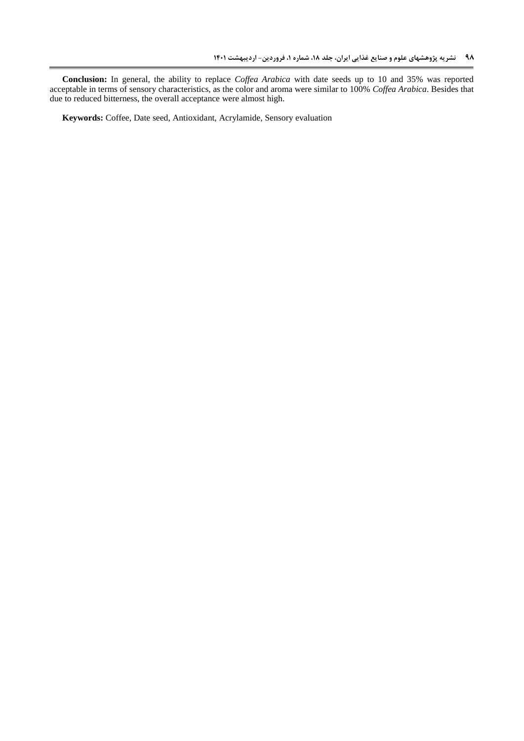**Conclusion:** In general, the ability to replace *Coffea Arabica* with date seeds up to 10 and 35% was reported acceptable in terms of sensory characteristics, as the color and aroma were similar to 100% *Coffea Arabica*. Besides that due to reduced bitterness, the overall acceptance were almost high.

**Keywords:** Coffee, Date seed, Antioxidant, Acrylamide, Sensory evaluation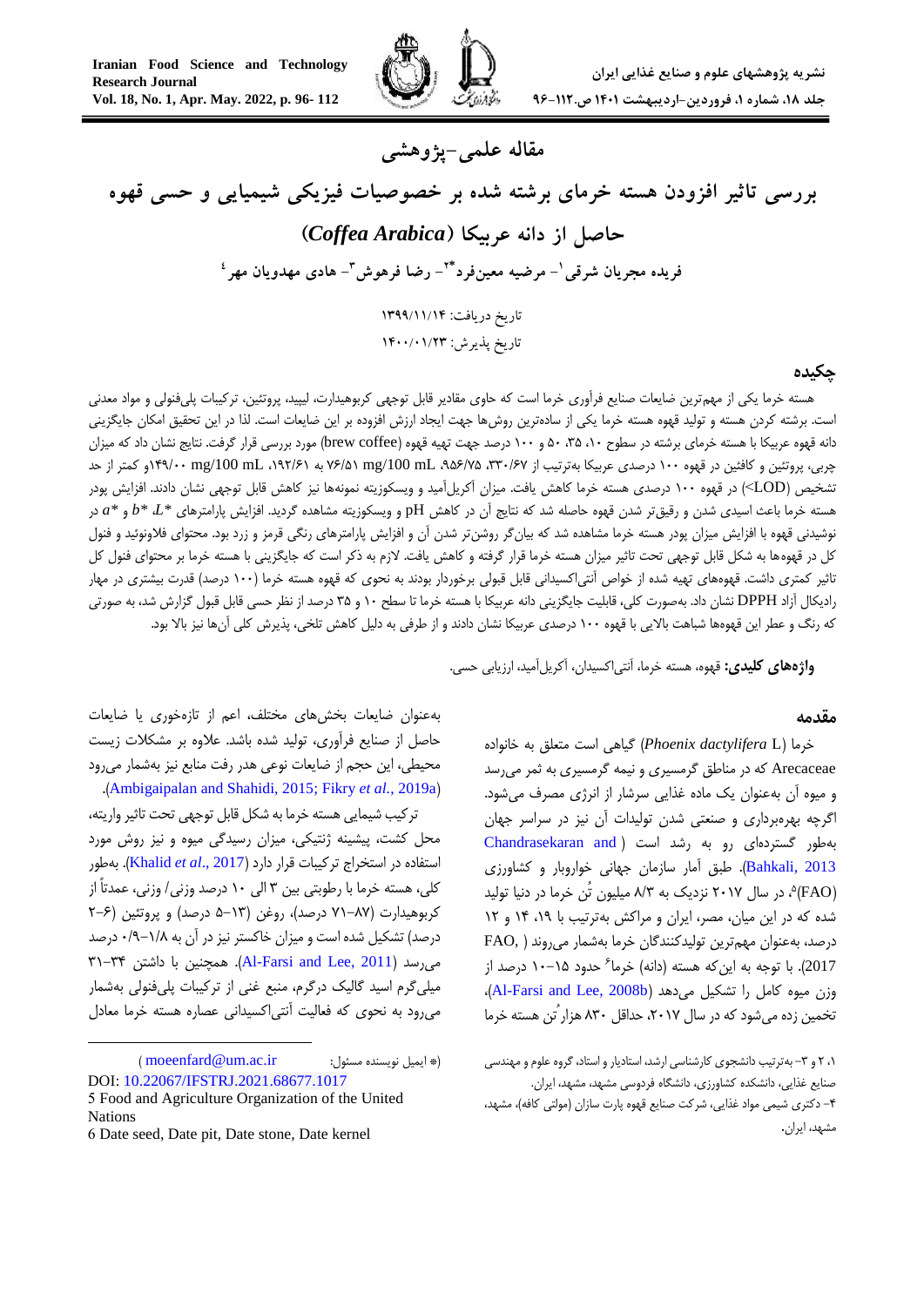## مقاله علمی-پژوهشی

# بررسی تاثیر افزودن هسته خرمای برشته شده بر خصوصیات فیزیکی شیمیایی و حسی قهوه حاصل از دانه عربیکا (*Coffea Arabica*)

**فریده مجریان شرقی[1]- مرضیه معین‌فرد[2]*- رضا فرهوش[3]- هادی مهدویان مهر[4]**

تاریخ دریافت: ۱۳۹۹/۱۱/۱۴

تاریخ پذیرش: ۱۴۰۰/۰۱/۲۳

## چکیده

هسته خرما یکی از مهم‌ترین ضایعات صنایع فرآوری خرما است که حاوی مقادیر قابل توجهی کربوهیدارت، لیپید، پروتئین، ترکیبات پلی‌فنولی و مواد معدنی است. برشته کردن هسته و تولید قهوه هسته خرما یکی از ساده‌ترین روش‌ها جهت ایجاد ارزش افزوده بر این ضایعات است. لذا در این تحقیق امکان جایگزینی دانه قهوه عربیکا با هسته خرمای برشته در سطوح ۱۰، ۳۵، ۵۰ و ۱۰۰ درصد جهت تهیه قهوه (brew coffee) مورد بررسی قرار گرفت. نتایج نشان داد که میزان چربی، پروتئین و کافئین در قهوه ۱۰۰ درصدی عربیکا به‌ترتیب از ۳۳۰/۶۷، ۹۵۶/۷۵ mg/100 mL، ۷۶/۵۱ به ۱۹۲/۶۱ mg/100 mL، ۱۴۹/۰۰ mg/100 mLو کمتر از حد تشخیص (LOD>) در قهوه ۱۰۰ درصدی هسته خرما کاهش یافت. میزان آکریل‌آمید و ویسکوزیته نمونه‌ها نیز کاهش قابل توجهی نشان دادند. افزایش پودر هسته خرما باعث اسیدی شدن و رقیق‌تر شدن قهوه حاصله شد که نتایج آن در کاهش pH و ویسکوزیته مشاهده گردید. افزایش پارامترهای *L*، *b* و *a* در نوشیدنی قهوه با افزایش میزان پودر هسته خرما مشاهده شد که بیان‌گر روشن‌تر شدن آن و افزایش پارامترهای رنگی قرمز و زرد بود. محتوای فلاونوئید و فنول کل در قهوه‌ها به شکل قابل توجهی تحت تاثیر میزان هسته خرما قرار گرفته و کاهش یافت. لازم به ذکر است که جایگزینی با هسته خرما بر محتوای فنول کل تاثیر کمتری داشت. قهوه‌های تهیه شده از خواص آنتی‌اکسیدانی قابل قبولی برخوردار بودند به نحوی که قهوه هسته خرما (۱۰۰ درصد) قدرت بیشتری در مهار رادیکال آزاد DPPH نشان داد. به‌صورت کلی، قابلیت جایگزینی دانه عربیکا با هسته خرما تا سطح ۱۰ و ۳۵ درصد از نظر حسی قابل قبول گزارش شد، به صورتی که رنگ و عطر این قهوه‌ها شباهت بالایی با قهوه ۱۰۰ درصدی عربیکا نشان دادند و از طرفی به دلیل کاهش تلخی، پذیرش کلی آن‌ها نیز بالا بود.

**واژه‌های کلیدی:** قهوه، هسته خرما، آنتی‌اکسیدان، آکریل‌آمید، ارزیابی حسی.

## مقدمه

خرما (*Phoenix dactylifera* L) گیاهی است متعلق به خانواده Arecaceae که در مناطق گرمسیری و نیمه گرمسیری به ثمر می‌رسد و میوه آن به‌عنوان یک ماده غذایی سرشار از انرژی مصرف می‌شود. اگرچه بهره‌برداری و صنعتی شدن تولیدات آن نیز در سراسر جهان به‌طور گسترده‌ای رو به رشد است (Chandrasekaran and Bahkali, 2013). طبق آمار سازمان جهانی خواروبار و کشاورزی (FAO)[5]، در سال ۲۰۱۷ نزدیک به ۸/۳ میلیون تُن خرما در دنیا تولید شده که در این میان، مصر، ایران و مراکش به‌ترتیب با ۱۹، ۱۴ و ۱۲ درصد، به‌عنوان مهم‌ترین تولیدکنندگان خرما به‌شمار می‌روند (FAO, 2017). با توجه به این‌که هسته (دانه) خرما[6] حدود ۱۵-۱۰ درصد از وزن میوه کامل را تشکیل می‌دهد (Al-Farsi and Lee, 2008b)، تخمین زده می‌شود که در سال ۲۰۱۷، حداقل ۸۳۰ هزار تُن هسته خرما به‌عنوان ضایعات بخش‌های مختلف، اعم از تازه‌خوری یا ضایعات حاصل از صنایع فرآوری، تولید شده باشد. علاوه بر مشکلات زیست محیطی، این حجم از ضایعات نوعی هدر رفت منابع نیز به‌شمار می‌رود (Ambigaipalan and Shahidi, 2015; Fikry *et al*., 2019a).

ترکیب شیمیایی هسته خرما به شکل قابل توجهی تحت تاثیر واریته، محل کشت، پیشینه ژنتیکی، میزان رسیدگی میوه و نیز روش مورد استفاده در استخراج ترکیبات قرار دارد (Khalid *et al*., 2017). به‌طور کلی، هسته خرما با رطوبتی بین ۳ الی ۱۰ درصد وزنی/ وزنی، عمدتاً از کربوهیدارت (۷۱-۸۷ درصد)، روغن (۱۳-۵ درصد) و پروتئین (۶-۲ درصد) تشکیل شده است و میزان خاکستر نیز در آن به ۱/۸-۰/۹ درصد می‌رسد (Al-Farsi and Lee, 2011). همچنین با داشتن ۳۴-۳۱ میلی‌گرم اسید گالیک درگرم، منبع غنی از ترکیبات پلی‌فنولی به‌شمار می‌رود به نحوی که فعالیت آنتی‌اکسیدانی عصاره هسته خرما معادل

۱، ۲ و ۳- به‌ترتیب دانشجوی کارشناسی ارشد، استادیار و استاد، گروه علوم و مهندسی صنایع غذایی، دانشکده کشاورزی، دانشگاه فردوسی مشهد، مشهد، ایران.

۴- دکتری شیمی مواد غذایی، شرکت صنایع قهوه پارت سازان (مولتی کافه)، مشهد، ایران.

(*- ایمیل نویسنده مسئول: moeenfard@um.ac.ir)

DOI: 10.22067/IFSTRJ.2021.68677.1017

5 Food and Agriculture Organization of the United Nations

6 Date seed, Date pit, Date stone, Date kernel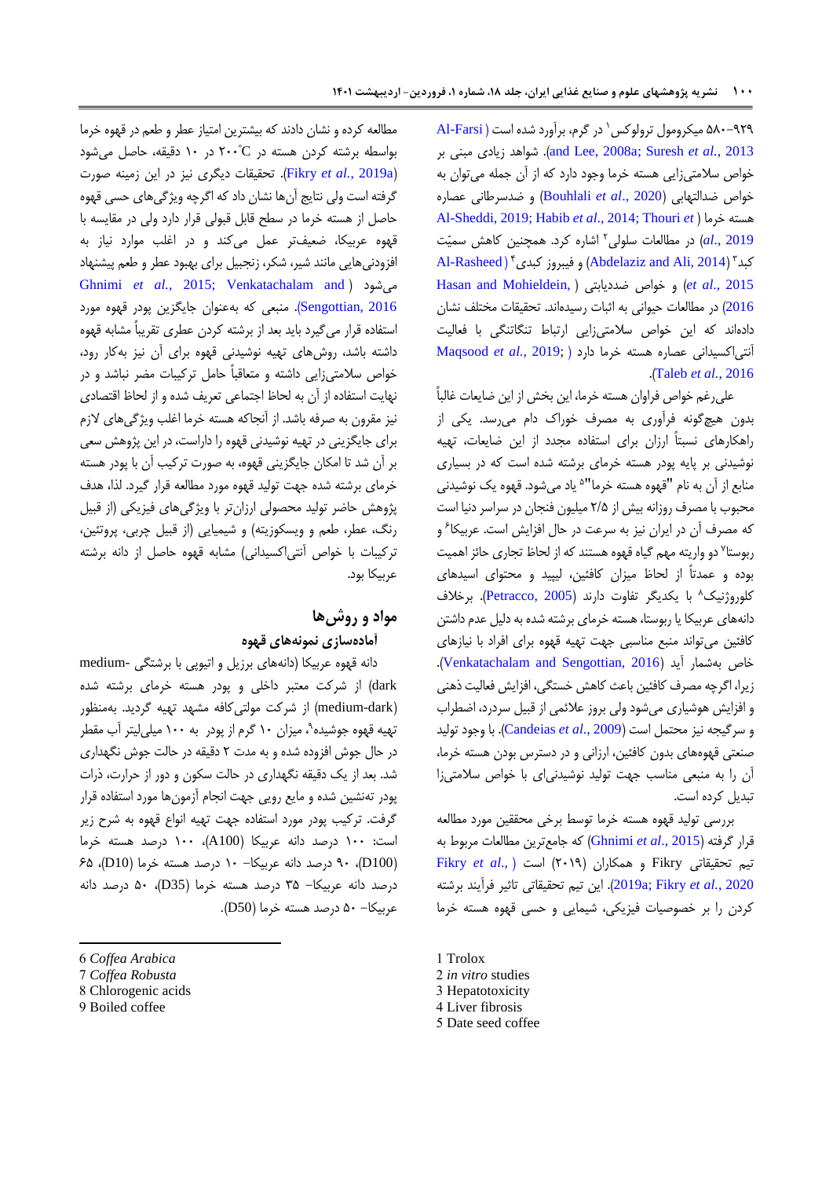۹۲۹-۵۸۰ میکرومول ترولوکس[1] در گرم، برآورد شده است (Al-Farsi and Lee, 2008a; Suresh et al., 2013). شواهد زیادی مبنی بر خواص سلامتی‌زایی هسته خرما وجود دارد که از آن جمله می‌توان به خواص ضدالتهابی (Bouhlali et al., 2020) و ضدسرطانی عصاره هسته خرما (Al-Sheddi, 2019; Habib et al., 2014; Thouri et al., 2019) در مطالعات سلولی[2] اشاره کرد. همچنین کاهش سمیّت کبد[3] (Abdelaziz and Ali, 2014) و فیبروز کبدی[4] (Al-Rasheed et al., 2015) و خواص ضددیابتی (Hasan and Mohieldein, 2016) در مطالعات حیوانی به اثبات رسیده‌اند. تحقیقات مختلف نشان داده‌اند که این خواص سلامتی‌زایی ارتباط تنگاتنگی با فعالیت آنتی‌اکسیدانی عصاره هسته خرما دارد (Maqsood et al., 2019; Taleb et al., 2016).

علی‌رغم خواص فراوان هسته خرما، این بخش از این ضایعات غالباً بدون هیچ‌گونه فرآوری به مصرف خوراک دام می‌رسد. یکی از راهکارهای نسبتاً ارزان برای استفاده مجدد از این ضایعات، تهیه نوشیدنی بر پایه پودر هسته خرمای برشته شده است که در بسیاری منابع از آن به نام "قهوه هسته خرما"[5] یاد می‌شود. قهوه یک نوشیدنی محبوب با مصرف روزانه بیش از ۲/۵ میلیون فنجان در سراسر دنیا است که مصرف آن در ایران نیز به سرعت در حال افزایش است. عربیکا[6] و ربوستا[7] دو واریته مهم گیاه قهوه هستند که از لحاظ تجاری حائز اهمیت بوده و عمدتاً از لحاظ میزان کافئین، لیپید و محتوای اسیدهای کلروژنیک[8] با یکدیگر تفاوت دارند (Petracco, 2005). برخلاف دانه‌های عربیکا یا ربوستا، هسته خرمای برشته شده به دلیل عدم داشتن کافئین می‌تواند منبع مناسبی جهت تهیه قهوه برای افراد با نیازهای خاص بشمار آید (Venkatachalam and Sengottian, 2016). زیرا، اگرچه مصرف کافئین باعث کاهش خستگی، افزایش فعالیت ذهنی و افزایش هوشیاری می‌شود ولی بروز علائمی از قبیل سردرد، اضطراب و سرگیجه نیز محتمل است (Candeias et al., 2009). با وجود تولید صنعتی قهوه‌های بدون کافئین، ارزانی و در دسترس بودن هسته خرما، آن را به منبعی مناسب جهت تولید نوشیدنی‌ای با خواص سلامتی‌زا تبدیل کرده است.

بررسی تولید قهوه هسته خرما توسط برخی محققین مورد مطالعه قرار گرفته (Ghnimi et al., 2015) که جامع‌ترین مطالعات مربوط به تیم تحقیقاتی Fikry و همکاران (۲۰۱۹) است (Fikry et al., 2019a; Fikry et al., 2020). این تیم تحقیقاتی تاثیر فرآیند برشته کردن را بر خصوصیات فیزیکی، شیمایی و حسی قهوه هسته خرما مطالعه کرده و نشان دادند که بیشترین امتیاز عطر و طعم در قهوه خرما بواسطه برشته کردن هسته در ۲۰۰°C در ۱۰ دقیقه، حاصل می‌شود (Fikry et al., 2019a). تحقیقات دیگری نیز در این زمینه صورت گرفته است ولی نتایج آن‌ها نشان داد که اگرچه ویژگی‌های حسی قهوه حاصل از هسته خرما در سطح قابل قبولی قرار دارد ولی در مقایسه با قهوه عربیکا، ضعیف‌تر عمل می‌کند و در اغلب موارد نیاز به افزودنی‌هایی مانند شیر، شکر، زنجبیل برای بهبود عطر و طعم پیشنهاد می‌شود (Ghnimi et al., 2015; Venkatachalam and Sengottian, 2016). منبعی که به‌عنوان جایگزین پودر قهوه مورد استفاده قرار می‌گیرد باید بعد از برشته کردن عطری تقریباً مشابه قهوه داشته باشد، روش‌های تهیه نوشیدنی قهوه برای آن نیز به‌کار رود، خواص سلامتی‌زایی داشته و متعاقباً حامل ترکیبات مضر نباشد و در نهایت استفاده از آن به لحاظ اجتماعی تعریف شده و از لحاظ اقتصادی نیز مقرون به صرفه باشد. از آنجاکه هسته خرما اغلب ویژگی‌های لازم برای جایگزینی در تهیه نوشیدنی قهوه را داراست، در این پژوهش سعی بر آن شد تا امکان جایگزینی قهوه، به صورت ترکیب آن با پودر هسته خرمای برشته شده جهت تولید قهوه مورد مطالعه قرار گیرد. لذا، هدف پژوهش حاضر تولید محصولی ارزان‌تر با ویژگی‌های فیزیکی (از قبیل رنگ، عطر، طعم و ویسکوزیته) و شیمیایی (از قبیل چربی، پروتئین، ترکیبات با خواص آنتی‌اکسیدانی) مشابه قهوه حاصل از دانه برشته عربیکا بود.

## مواد و روش‌ها

### آماده‌سازی نمونه‌های قهوه

دانه قهوه عربیکا (دانه‌های برزیل و اتیوپی با برشتگی medium-dark) از شرکت معتبر داخلی و پودر هسته خرمای برشته شده (medium-dark) از شرکت مولتی‌کافه مشهد تهیه گردید. به‌منظور تهیه قهوه جوشیده[9]، میزان ۱۰ گرم از پودر به ۱۰۰ میلی‌لیتر آب مقطر در حال جوش افزوده شده و به مدت ۲ دقیقه در حالت جوش نگهداری شد. بعد از یک دقیقه نگهداری در حالت سکون و دور از حرارت، ذرات پودر تهنشین شده و مایع رویی جهت انجام آزمون‌ها مورد استفاده قرار گرفت. ترکیب پودر مورد استفاده جهت تهیه انواع قهوه به شرح زیر است: ۱۰۰ درصد دانه عربیکا (A100)، ۱۰۰ درصد هسته خرما (D100)، ۹۰ درصد دانه عربیکا- ۱۰ درصد هسته خرما (D10)، ۶۵ درصد دانه عربیکا- ۳۵ درصد هسته خرما (D35)، ۵۰ درصد دانه عربیکا- ۵۰ درصد هسته خرما (D50).

---

1 Trolox
2 *in vitro* studies
3 Hepatotoxicity
4 Liver fibrosis
5 Date seed coffee
6 *Coffea Arabica*
7 *Coffea Robusta*
8 Chlorogenic acids
9 Boiled coffee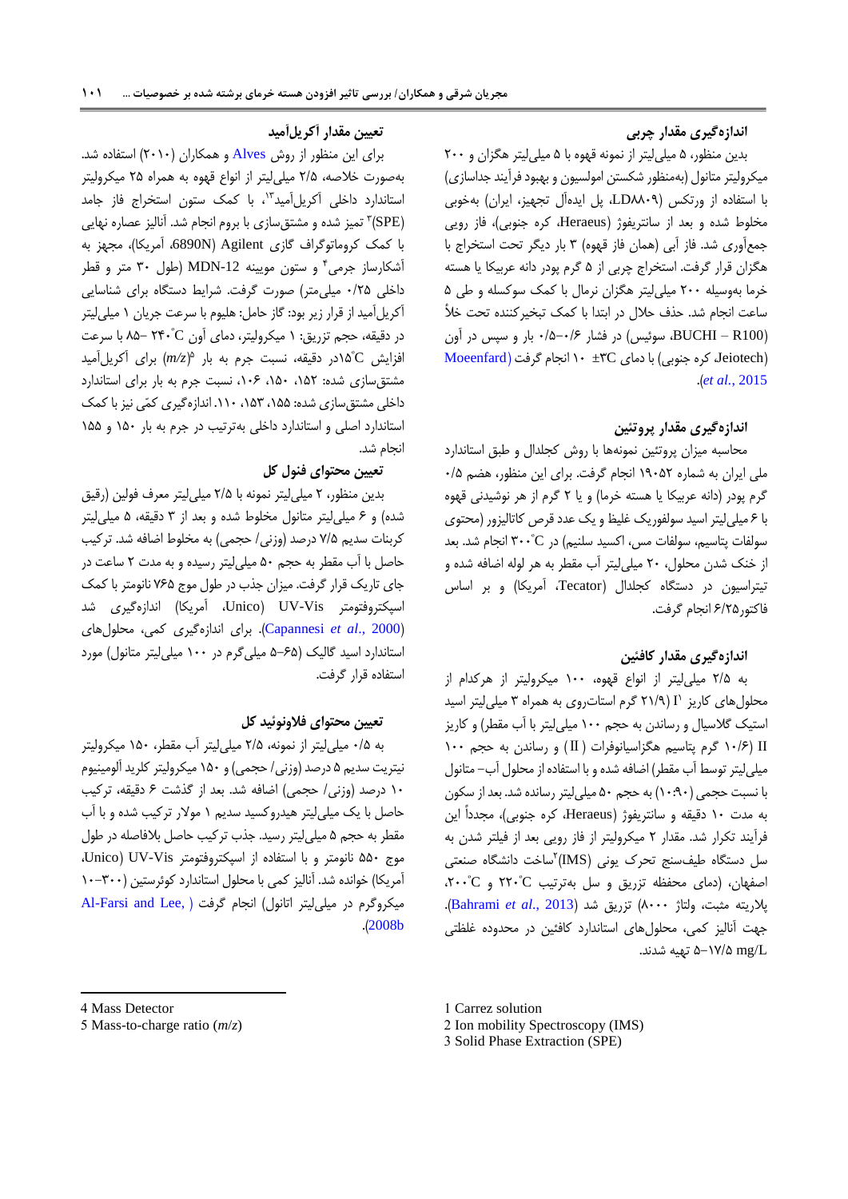### اندازه‌گیری مقدار چربی

بدین منظور، ۵ میلی‌لیتر از نمونه قهوه با ۵ میلی‌لیتر هگزان و ۲۰۰ میکرولیتر متانول (به‌منظور شکستن امولسیون و بهبود فرآیند جداسازی) با استفاده از ورتکس (LD۸۸۰۹، پل ایده‌آل تجهیز، ایران) به‌خوبی مخلوط شده و بعد از سانتریفوژ (Heraeus، کره جنوبی)، فاز رویی جمع‌آوری شد. فاز آبی (همان فاز قهوه) ۳ بار دیگر تحت استخراج با هگزان قرار گرفت. استخراج چربی از ۵ گرم پودر دانه عربیکا یا هسته خرما به‌وسیله ۲۰۰ میلی‌لیتر هگزان نرمال با کمک سوکسله و طی ۵ ساعت انجام شد. حذف حلال در ابتدا با کمک تبخیرکننده تحت خلأ (BUCHI – R100، سوئیس) در فشار ۰/۶–۰/۵ بار و سپس در آون (Jeiotech، کره جنوبی) با دمای ۳C° ± ۱۰ انجام گرفت (Moeenfard *et al.*, 2015).

### اندازه‌گیری مقدار پروتئین

محاسبه میزان پروتئین نمونه‌ها با روش کجلدال و طبق استاندارد ملی ایران به شماره ۱۹۰۵۲ انجام گرفت. برای این منظور، هضم ۰/۵ گرم پودر (دانه عربیکا یا هسته خرما) و یا ۲ گرم از هر نوشیدنی قهوه با ۶ میلی‌لیتر اسید سولفوریک غلیظ و یک عدد قرص کاتالیزور (محتوی سولفات پتاسیم، سولفات مس، اکسید سلنیم) در C° ۳۰۰ انجام شد. بعد از خنک شدن محلول، ۲۰ میلی‌لیتر آب مقطر به هر لوله اضافه شده و تیتراسیون در دستگاه کجلدال (Tecator، آمریکا) و بر اساس فاکتور۶/۲۵ انجام گرفت.

### اندازه‌گیری مقدار کافئین

به ۲/۵ میلی‌لیتر از انواع قهوه، ۱۰۰ میکرولیتر از هرکدام از محلول‌های کاریز I[1] (۲۱/۹ گرم استات‌روی به همراه ۳ میلی‌لیتر اسید استیک گلاسیال و رساندن به حجم ۱۰۰ میلی‌لیتر با آب مقطر) و کاریز II (۱۰/۶ گرم پتاسیم هگزاسیانوفرات (II) و رساندن به حجم ۱۰۰ میلی‌لیتر توسط آب مقطر) اضافه شده و با استفاده از محلول آب– متانول با نسبت حجمی (۱۰:۹۰) به حجم ۵۰ میلی‌لیتر رسانده شد. بعد از سکون به مدت ۱۰ دقیقه و سانتریفوژ (Heraeus، کره جنوبی)، مجدداً این فرآیند تکرار شد. مقدار ۲ میکرولیتر از فاز رویی بعد از فیلتر شدن به سل دستگاه طیف‌سنج تحرک یونی (IMS)[2]ساخت دانشگاه صنعتی اصفهان، (دمای محفظه تزریق و سل به‌ترتیب C° ۲۲۰ و C° ۲۰۰، پلاریته مثبت، ولتاژ ۸۰۰۰) تزریق شد (Bahrami *et al.*, 2013). جهت آنالیز کمی، محلول‌های استاندارد کافئین در محدوده غلظتی ۵–۱۷/۵ mg/L تهیه شدند.

### تعیین مقدار آکریل‌آمید

برای این منظور از روش Alves و همکاران (۲۰۱۰) استفاده شد. به‌صورت خلاصه، ۲/۵ میلی‌لیتر از انواع قهوه به همراه ۲۵ میکرولیتر استاندارد داخلی آکریل‌آمید[3]، با کمک ستون استخراج فاز جامد (SPE)[3] تمیز شده و مشتق‌سازی با بروم انجام شد. آنالیز عصاره نهایی با کمک کروماتوگراف گازی Agilent (6890N، آمریکا)، مجهز به آشکارساز جرمی[4] و ستون مویینه MDN-12 (طول ۳۰ متر و قطر داخلی ۰/۲۵ میلی‌متر) صورت گرفت. شرایط دستگاه برای شناسایی آکریل‌آمید از قرار زیر بود: گاز حامل: هلیوم با سرعت جریان ۱ میلی‌لیتر در دقیقه، حجم تزریق: ۱ میکرولیتر، دمای آون C° ۲۴۰– ۸۵ با سرعت افزایش C°۱۵در دقیقه، نسبت جرم به بار (*m/z*)[5] برای آکریل‌آمید مشتق‌سازی شده: ۱۵۲، ۱۵۰، ۱۰۶، نسبت جرم به بار برای استاندارد داخلی مشتق‌سازی شده: ۱۵۵، ۱۵۳، ۱۱۰. اندازه‌گیری کمّی نیز با کمک استاندارد اصلی و استاندارد داخلی به‌ترتیب در جرم به بار ۱۵۰ و ۱۵۵ انجام شد.

### تعیین محتوای فنول کل

بدین منظور، ۲ میلی‌لیتر نمونه با ۲/۵ میلی‌لیتر معرف فولین (رقیق شده) و ۶ میلی‌لیتر متانول مخلوط شده و بعد از ۳ دقیقه، ۵ میلی‌لیتر کربنات سدیم ۷/۵ درصد (وزنی/ حجمی) به مخلوط اضافه شد. ترکیب حاصل با آب مقطر به حجم ۵۰ میلی‌لیتر رسیده و به مدت ۲ ساعت در جای تاریک قرار گرفت. میزان جذب در طول موج ۷۶۵ نانومتر با کمک اسپکتروفتومتر UV-Vis (Unico، آمریکا) اندازه‌گیری شد (Capannesi *et al.*, 2000). برای اندازه‌گیری کمی، محلول‌های استاندارد اسید گالیک (۶۵–۵ میلی‌گرم در ۱۰۰ میلی‌لیتر متانول) مورد استفاده قرار گرفت.

### تعیین محتوای فلاونوئید کل

به ۰/۵ میلی‌لیتر از نمونه، ۲/۵ میلی‌لیتر آب مقطر، ۱۵۰ میکرولیتر نیتریت سدیم ۵ درصد (وزنی/ حجمی) و ۱۵۰ میکرولیتر کلرید آلومینیوم ۱۰ درصد (وزنی/ حجمی) اضافه شد. بعد از گذشت ۶ دقیقه، ترکیب حاصل با یک میلی‌لیتر هیدروکسید سدیم ۱ مولار ترکیب شده و با آب مقطر به حجم ۵ میلی‌لیتر رسید. جذب ترکیب حاصل بلافاصله در طول موج ۵۵۰ نانومتر و با استفاده از اسپکتروفتومتر UV-Vis (Unico، آمریکا) خوانده شد. آنالیز کمی با محلول استاندارد کوئرستین (۳۰۰–۱۰ میکروگرم در میلی‌لیتر اتانول) انجام گرفت (Al-Farsi and Lee, 2008b).

---

1 Carrez solution
2 Ion mobility Spectroscopy (IMS)
3 Solid Phase Extraction (SPE)
4 Mass Detector
5 Mass-to-charge ratio (*m/z*)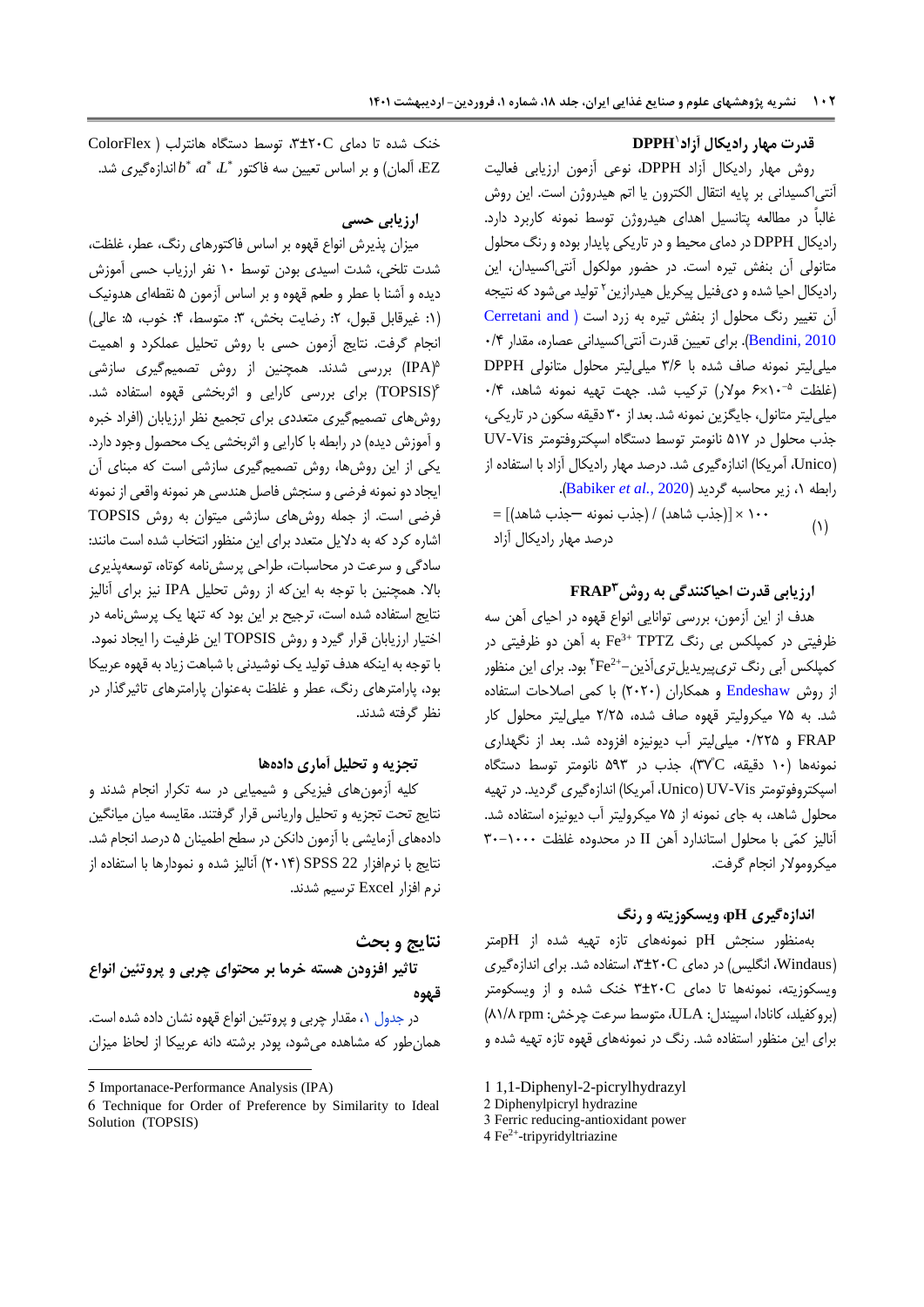### قدرت مهار رادیکال آزاد DPPH[1]

روش مهار رادیکال آزاد DPPH، نوعی آزمون ارزیابی فعالیت آنتی‌اکسیدانی بر پایه انتقال الکترون یا اتم هیدروژن است. این روش غالباً در مطالعه پتانسیل اهدای هیدروژن توسط نمونه کاربرد دارد. رادیکال DPPH در دمای محیط و در تاریکی پایدار بوده و رنگ محلول متانولی آن بنفش تیره است. در حضور مولکول آنتی‌اکسیدان، این رادیکال احیا شده و دی‌فنیل پیکریل هیدرازین[2] تولید می‌شود که نتیجه آن تغییر رنگ محلول از بنفش تیره به زرد است (Cerretani and Bendini, 2010). برای تعیین قدرت آنتی‌اکسیدانی عصاره، مقدار ۰/۴ میلی‌لیتر نمونه صاف شده با ۳/۶ میلی‌لیتر محلول متانولی DPPH (غلظت $۶×۱۰^{-۵}$ مولار) ترکیب شد. جهت تهیه نمونه شاهد، ۰/۴ میلی‌لیتر متانول، جایگزین نمونه شد. بعد از ۳۰ دقیقه سکون در تاریکی، جذب محلول در ۵۱۷ نانومتر توسط دستگاه اسپکتروفتومتر UV-Vis (Unico، آمریکا) اندازه‌گیری شد. درصد مهار رادیکال آزاد با استفاده از رابطه ۱، زیر محاسبه گردید (Babiker *et al.*, 2020).

درصد مهار رادیکال آزاد = [(جذب شاهد – جذب نمونه) / (جذب شاهد)] × ۱۰۰ (۱)

### ارزیابی قدرت احیاکنندگی به روش FRAP[3]

هدف از این آزمون، بررسی توانایی انواع قهوه در احیای آهن سه ظرفیتی در کمپلکس بی رنگ $Fe^{3+}$ TPTZ به آهن دو ظرفیتی در کمپلکس آبی رنگ تری‌پیریدیل‌تری‌آذین–$Fe^{2+}$[4] بود. برای این منظور از روش Endeshaw و همکاران (۲۰۲۰) با کمی اصلاحات استفاده شد. به ۷۵ میکرولیتر قهوه صاف شده، ۲/۲۵ میلی‌لیتر محلول کار FRAP و ۰/۲۲۵ میلی‌لیتر آب دیونیزه افزوده شد. بعد از نگهداری نمونه‌ها (۱۰ دقیقه، ۳۷°C)، جذب در ۵۹۳ نانومتر توسط دستگاه اسپکتروفوتومتر UV-Vis (Unico، آمریکا) اندازه‌گیری گردید. در تهیه محلول شاهد، به جای نمونه از ۷۵ میکرولیتر آب دیونیزه استفاده شد. آنالیز کمّی با محلول استاندارد آهن II در محدوده غلظت ۱۰۰۰–۳۰ میکرومولار انجام گرفت.

### اندازه‌گیری pH، ویسکوزیته و رنگ

به‌منظور سنجش pH نمونه‌های تازه تهیه شده از pHمتر (Windaus، انگلیس) در دمای ۳±۲۰°C، استفاده شد. برای اندازه‌گیری ویسکوزیته، نمونه‌ها تا دمای ۳±۲۰°C خنک شده و از ویسکومتر (بروکفیلد، کانادا، اسپیندل: ULA، متوسط سرعت چرخش: ۸۱/۸ rpm) برای این منظور استفاده شد. رنگ در نمونه‌های قهوه تازه تهیه شده و خنک شده تا دمای ۳±۲۰°C، توسط دستگاه هانترلب (ColorFlex EZ، آلمان) و بر اساس تعیین سه فاکتور $L^*$، $a^*$، $b^*$ اندازه‌گیری شد.

### ارزیابی حسی

میزان پذیرش انواع قهوه بر اساس فاکتورهای رنگ، عطر، غلظت، شدت تلخی، شدت اسیدی بودن توسط ۱۰ نفر ارزیاب حسی آموزش دیده و آشنا با عطر و طعم قهوه و بر اساس آزمون ۵ نقطه‌ای هدونیک (۱: غیرقابل قبول، ۲: رضایت بخش، ۳: متوسط، ۴: خوب، ۵: عالی) انجام گرفت. نتایج آزمون حسی با روش تحلیل عملکرد و اهمیت (IPA)[5] بررسی شدند. همچنین از روش تصمیم‌گیری سازشی (TOPSIS)[6] برای بررسی کارایی و اثربخشی قهوه استفاده شد. روش‌های تصمیم‌گیری متعددی برای تجمیع نظر ارزیابان (افراد خبره و آموزش دیده) در رابطه با کارایی و اثربخشی یک محصول وجود دارد. یکی از این روش‌ها، روش تصمیم‌گیری سازشی است که مبنای آن ایجاد دو نمونه فرضی و سنجش فاصل هندسی هر نمونه واقعی از نمونه فرضی است. از جمله روش‌های سازشی میتوان به روش TOPSIS اشاره کرد که به دلایل متعدد برای این منظور انتخاب شده است مانند: سادگی و سرعت در محاسبات، طراحی پرسش‌نامه کوتاه، توسعه‌پذیری بالا. همچنین با توجه به این‌که از روش تحلیل IPA نیز برای آنالیز نتایج استفاده شده است، ترجیح بر این بود که تنها یک پرسش‌نامه در اختیار ارزیابان قرار گیرد و روش TOPSIS این ظرفیت را ایجاد نمود. با توجه به اینکه هدف تولید یک نوشیدنی با شباهت زیاد به قهوه عربیکا بود، پارامترهای رنگ، عطر و غلظت به‌عنوان پارامترهای تاثیرگذار در نظر گرفته شدند.

### تجزیه و تحلیل آماری داده‌ها

کلیه آزمون‌های فیزیکی و شیمیایی در سه تکرار انجام شدند و نتایج تحت تجزیه و تحلیل واریانس قرار گرفتند. مقایسه میان میانگین داده‌های آزمایشی با آزمون دانکن در سطح اطمینان ۵ درصد انجام شد. نتایج با نرم‌افزار SPSS 22 (۲۰۱۴) آنالیز شده و نمودارها با استفاده از نرم افزار Excel ترسیم شدند.

## نتایج و بحث

### تاثیر افزودن هسته خرما بر محتوای چربی و پروتئین انواع قهوه

در جدول ۱، مقدار چربی و پروتئین انواع قهوه نشان داده شده است. همان‌طور که مشاهده می‌شود، پودر برشته دانه عربیکا از لحاظ میزان

---

1 1,1-Diphenyl-2-picrylhydrazyl
2 Diphenylpicryl hydrazine
3 Ferric reducing-antioxidant power
4 $Fe^{2+}$-tripyridyltriazine
5 Importanace-Performance Analysis (IPA)
6 Technique for Order of Preference by Similarity to Ideal Solution (TOPSIS)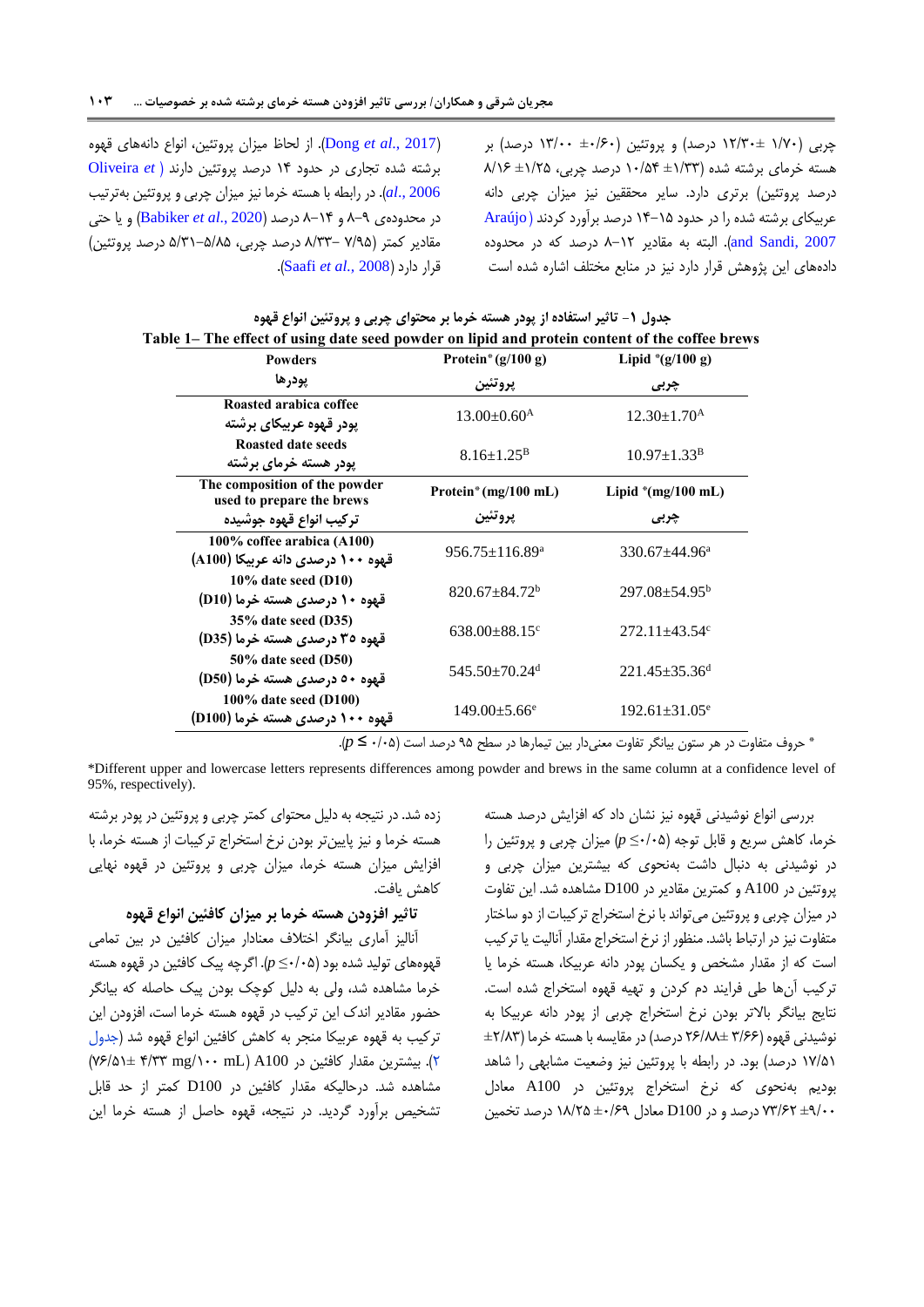چربی (۱/۷۰ ±۱۲/۳۰ درصد) و پروتئین (۰/۶۰± ۱۳/۰۰ درصد) بر هسته خرمای برشته شده (۱/۳۳± ۱۰/۵۴ درصد چربی، ۱/۲۵± ۸/۱۶ درصد پروتئین) برتری دارد. سایر محققین نیز میزان چربی دانه عربیکای برشته شده را در حدود ۱۵-۱۴ درصد برآورد کردند (Araújo and Sandi, 2007). البته به مقادیر ۱۲-۸ درصد که در محدوده داده‌های این پژوهش قرار دارد نیز در منابع مختلف اشاره شده است (Dong *et al*., 2017). از لحاظ میزان پروتئین، انواع دانه‌های قهوه برشته شده تجاری در حدود ۱۴ درصد پروتئین دارند (Oliveira *et al*., 2006). در رابطه با هسته خرما نیز میزان چربی و پروتئین به‌ترتیب در محدوده‌ی ۹-۸ و ۱۴-۸ درصد (Babiker *et al*., 2020) و یا حتی مقادیر کمتر (۷/۹۵ -۸/۳۳ درصد چربی، ۵/۸۵-۵/۳۱ درصد پروتئین) قرار دارد (Saafi *et al*., 2008).

جدول ۱- تاثیر استفاده از پودر هسته خرما بر محتوای چربی و پروتئین انواع قهوه

**Table 1– The effect of using date seed powder on lipid and protein content of the coffee brews**

| Powders<br>پودرها | Protein* (g/100 g)<br>پروتئین | Lipid *(g/100 g)<br>چربی |
|---|---|---|
| Roasted arabica coffee<br>پودر قهوه عربیکای برشته | 13.00±0.60[A] | 12.30±1.70[A] |
| Roasted date seeds<br>پودر هسته خرمای برشته | 8.16±1.25[B] | 10.97±1.33[B] |
| **The composition of the powder used to prepare the brews**<br>ترکیب انواع قهوه جوشیده | **Protein* (mg/100 mL)**<br>پروتئین | **Lipid *(mg/100 mL)**<br>چربی |
| 100% coffee arabica (A100)<br>قهوه ۱۰۰ درصدی دانه عربیکا (A100) | 956.75±116.89[a] | 330.67±44.96[a] |
| 10% date seed (D10)<br>قهوه ۱۰ درصدی هسته خرما (D10) | 820.67±84.72[b] | 297.08±54.95[b] |
| 35% date seed (D35)<br>قهوه ۳۵ درصدی هسته خرما (D35) | 638.00±88.15[c] | 272.11±43.54[c] |
| 50% date seed (D50)<br>قهوه ۵۰ درصدی هسته خرما (D50) | 545.50±70.24[d] | 221.45±35.36[d] |
| 100% date seed (D100)<br>قهوه ۱۰۰ درصدی هسته خرما (D100) | 149.00±5.66[e] | 192.61±31.05[e] |

\* حروف متفاوت در هر ستون بیانگر تفاوت معنی‌دار بین تیمارها در سطح ۹۵ درصد است ($p \leq ۰/۰۵$).

*Different upper and lowercase letters represents differences among powder and brews in the same column at a confidence level of 95%, respectively).

بررسی انواع نوشیدنی قهوه نیز نشان داد که افزایش درصد هسته خرما، کاهش سریع و قابل توجه ($p \leq ۰/۰۵$) میزان چربی و پروتئین را در نوشیدنی به دنبال داشت به‌نحوی که بیشترین میزان چربی و پروتئین در A100 و کمترین مقادیر در D100 مشاهده شد. این تفاوت در میزان چربی و پروتئین می‌تواند با نرخ استخراج ترکیبات از دو ساختار متفاوت نیز در ارتباط باشد. منظور از نرخ استخراج مقدار آنالیت یا ترکیب است که از مقدار مشخص و یکسان پودر دانه عربیکا، هسته خرما یا ترکیب آن‌ها طی فرایند دم کردن و تهیه قهوه استخراج شده است. نتایج بیانگر بالاتر بودن نرخ استخراج چربی از پودر دانه عربیکا به نوشیدنی قهوه (۳/۶۶ ±۲۶/۸۸ درصد) در مقایسه با هسته خرما (۲/۸۳± ۱۷/۵۱ درصد) بود. در رابطه با پروتئین نیز وضعیت مشابهی را شاهد بودیم به‌نحوی که نرخ استخراج پروتئین در A100 معادل ۹/۰۰± ۷۳/۶۲ درصد و در D100 معادل ۰/۶۹± ۱۸/۲۵ درصد تخمین زده شد. در نتیجه به دلیل محتوای کمتر چربی و پروتئین در پودر برشته هسته خرما و نیز پایین‌تر بودن نرخ استخراج ترکیبات از هسته خرما، با افزایش میزان هسته خرما، میزان چربی و پروتئین در قهوه نهایی کاهش یافت.

### تاثیر افزودن هسته خرما بر میزان کافئین انواع قهوه

آنالیز آماری بیانگر اختلاف معنادار میزان کافئین در بین تمامی قهوه‌های تولید شده بود ($p \leq ۰/۰۵$). اگرچه پیک کافئین در قهوه هسته خرما مشاهده شد، ولی به دلیل کوچک بودن پیک حاصله که بیانگر حضور مقادیر اندک این ترکیب در قهوه هسته خرما است، افزودن این ترکیب به قهوه عربیکا منجر به کاهش کافئین انواع قهوه شد (جدول ۲). بیشترین مقدار کافئین در A100 (۴/۳۳ mg/۱۰۰ mL ±۷۶/۵۱) مشاهده شد. درحالیکه مقدار کافئین در D100 کمتر از حد قابل تشخیص برآورد گردید. در نتیجه، قهوه حاصل از هسته خرما این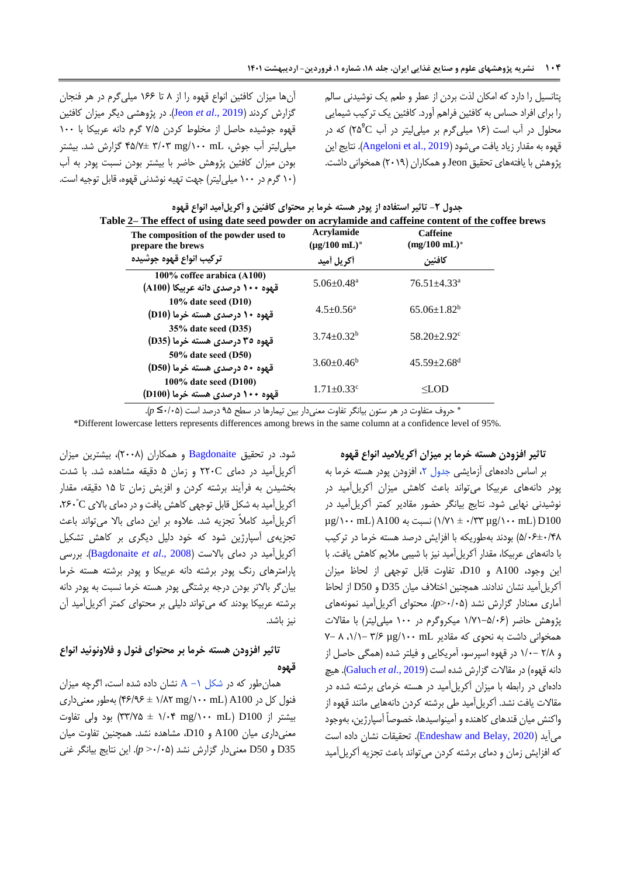پتانسیل را دارد که امکان لذت بردن از عطر و طعم یک نوشیدنی سالم را برای افراد حساس به کافئین فراهم آورد. کافئین یک ترکیب شیمیایی محلول در آب است (۱۶ میلی‌گرم بر میلی‌لیتر در آب ۲۵°C) که در قهوه به مقدار زیاد یافت می‌شود (Angeloni et al., 2019). نتایج این پژوهش با یافته‌های تحقیق Jeon و همکاران (۲۰۱۹) همخوانی داشت. آن‌ها میزان کافئین انواع قهوه را از ۸ تا ۱۶۶ میلی‌گرم در هر فنجان گزارش کردند (Jeon *et al*., 2019). در پژوهشی دیگر میزان کافئین قهوه جوشیده حاصل از مخلوط کردن ۷/۵ گرم دانه عربیکا با ۱۰۰ میلی‌لیتر آب جوش، ۳/۰۳ mg/۱۰۰ mL ±۴۵/۷ گزارش شد. بیشتر بودن میزان کافئین پژوهش حاضر با بیشتر بودن نسبت پودر به آب (۱۰ گرم در ۱۰۰ میلی‌لیتر) جهت تهیه نوشیدنی قهوه، قابل توجیه است.

**جدول ۲- تاثیر استفاده از پودر هسته خرما بر محتوای کافئین و آکریل‌آمید انواع قهوه**

**Table 2– The effect of using date seed powder on acrylamide and caffeine content of the coffee brews**

| The composition of the powder used to prepare the brews<br>ترکیب انواع قهوه جوشیده | Acrylamide (μg/100 mL)*<br>آکریل آمید | Caffeine (mg/100 mL)*<br>کافئین |
|---|---|---|
| 100% coffee arabica (A100)<br>قهوه ۱۰۰ درصدی دانه عربیکا (A100) | 5.06±0.48[a] | 76.51±4.33[a] |
| 10% date seed (D10)<br>قهوه ۱۰ درصدی هسته خرما (D10) | 4.5±0.56[a] | 65.06±1.82[b] |
| 35% date seed (D35)<br>قهوه ۳۵ درصدی هسته خرما (D35) | 3.74±0.32[b] | 58.20±2.92[c] |
| 50% date seed (D50)<br>قهوه ۵۰ درصدی هسته خرما (D50) | 3.60±0.46[b] | 45.59±2.68[d] |
| 100% date seed (D100)<br>قهوه ۱۰۰ درصدی هسته خرما (D100) | 1.71±0.33[c] | ≤LOD |

* حروف متفاوت در هر ستون بیانگر تفاوت معنی‌دار بین تیمارها در سطح ۹۵ درصد است ($p \leq 0.05$).

*Different lowercase letters represents differences among brews in the same column at a confidence level of 95%.

### تاثیر افزودن هسته خرما بر میزان آکریلامید انواع قهوه

بر اساس داده‌های آزمایشی جدول ۲، افزودن پودر هسته خرما به پودر دانه‌های عربیکا می‌تواند باعث کاهش میزان آکریل‌آمید در نوشیدنی نهایی شود. نتایج بیانگر حضور مقادیر کمتر آکریل‌آمید در D100 (۱/۷۱ ± ۰/۳۳ μg/۱۰۰ mL) نسبت به A100 (μg/۱۰۰ mL ۵/۰۶±۰/۴۸) بودند به‌طوریکه با افزایش درصد هسته خرما در ترکیب با دانه‌های عربیکا، مقدار آکریل‌آمید نیز با شیبی ملایم کاهش یافت. با این وجود، A100 و D10، تفاوت قابل توجهی از لحاظ میزان آکریل‌آمید نشان ندادند. همچنین اختلاف میان D35 و D50 از لحاظ آماری معنادار گزارش نشد ($p>0.05$). محتوای آکریل‌آمید نمونه‌های پژوهش حاضر (۵/۰۶–۱/۷۱ میکروگرم در ۱۰۰ میلی‌لیتر) با مقالات همخوانی داشت به نحوی که مقادیر ۳/۶ –۱/۱ μg/۱۰۰ mL، ۸ –۷ و ۲/۸ –۱/۰ در قهوه اسپرسو، آمریکایی و فیلتر شده (همگی حاصل از دانه قهوه) در مقالات گزارش شده است (Galuch *et al*., 2019). هیچ داده‌ای در رابطه با میزان آکریل‌آمید در هسته خرمای برشته شده در مقالات یافت نشد. آکریل‌آمید طی برشته کردن دانه‌هایی مانند قهوه از واکنش میان قندهای کاهنده و آمینواسیدها، خصوصاً آسپارژین، به‌وجود می‌آید (Endeshaw and Belay, 2020). تحقیقات نشان داده است که افزایش زمان و دمای برشته کردن می‌تواند باعث تجزیه آکریل‌آمید شود. در تحقیق Bagdonaite و همکاران (۲۰۰۸)، بیشترین میزان آکریل‌آمید در دمای ۲۲۰°C و زمان ۵ دقیقه مشاهده شد. با شدت بخشیدن به فرآیند برشته کردن و افزیش زمان تا ۱۵ دقیقه، مقدار آکریل‌آمید به شکل قابل توجهی کاهش یافت و در دمای بالای ۲۶۰°C، آکریل‌آمید کاملاً تجزیه شد. علاوه بر این دمای بالا می‌تواند باعث تجزیه‌ی آسپارژین شود که خود دلیل دیگری بر کاهش تشکیل آکریل‌آمید در دمای بالاست (Bagdonaite *et al*., 2008). بررسی پارامترهای رنگ پودر برشته دانه عربیکا و پودر برشته هسته خرما بیان‌گر بالاتر بودن درجه برشتگی پودر هسته خرما نسبت به پودر دانه برشته عربیکا بودند که می‌تواند دلیلی بر محتوای کمتر آکریل‌آمید آن نیز باشد.

### تاثیر افزودن هسته خرما بر محتوای فنول و فلاونوئید انواع قهوه

همان‌طور که در شکل ۱– A نشان داده شده است، اگرچه میزان فنول کل در A100 (۴۶/۹۶ ± ۱/۸۲ mg/۱۰۰ mL) به‌طور معنی‌داری بیشتر از D100 (۳۳/۷۵ ± ۱/۰۴ mg/۱۰۰ mL) بود ولی تفاوت معنی‌داری میان A100 و D10، مشاهده نشد. همچنین تفاوت میان D35 و D50 معنی‌دار گزارش نشد ($p > 0.05$). این نتایج بیانگر غنی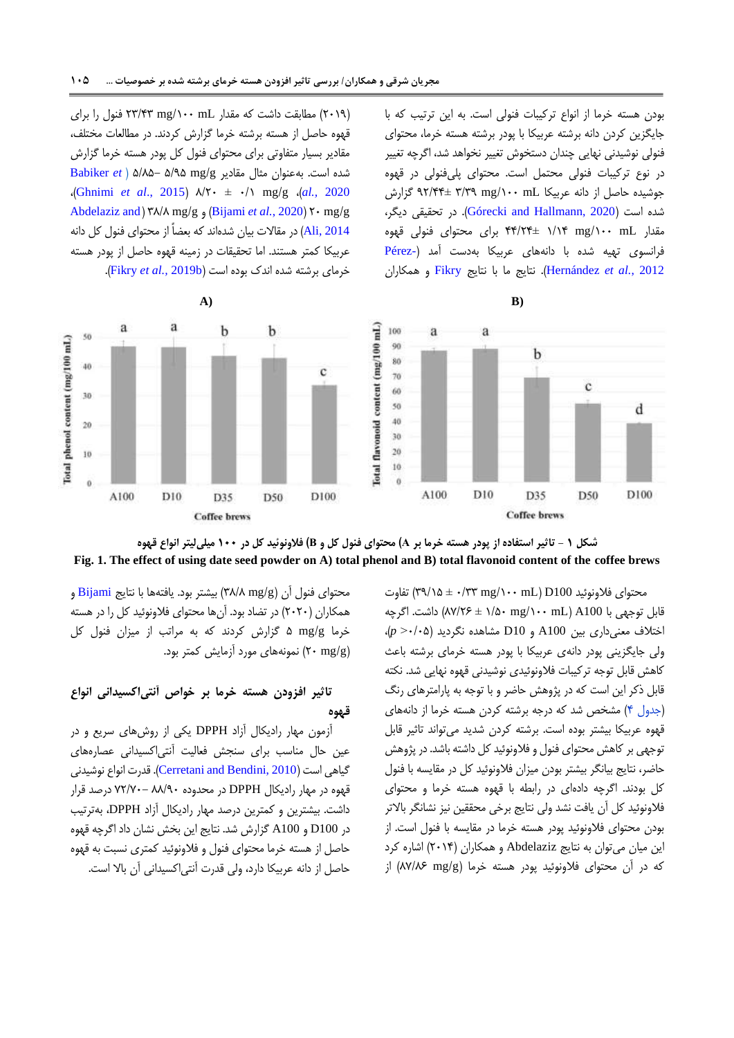بودن هسته خرما از انواع ترکیبات فنولی است. به این ترتیب که با جایگزین کردن دانه برشته عربیکا با پودر برشته هسته خرما، محتوای فنولی نوشیدنی نهایی چندان دستخوش تغییر نخواهد شد، اگرچه تغییر در نوع ترکیبات فنولی محتمل است. محتوای پلی‌فنولی در قهوه جوشیده حاصل از دانه عربیکا mL ۱۰۰/mg ۳/۳۹ ±۹۲/۴۴ گزارش شده است (Górecki and Hallmann, 2020). در تحقیقی دیگر، مقدار mL ۱۰۰/mg ۱/۱۴ ±۴۴/۲۴ برای محتوای فنولی قهوه فرانسوی تهیه شده با دانه‌های عربیکا بدست آمد (Pérez-Hernández *et al.*, 2012). نتایج ما با نتایج Fikry و همکاران (۲۰۱۹) مطابقت داشت که مقدار mL ۱۰۰/mg ۲۳/۴۳ فنول را برای قهوه حاصل از هسته برشته خرما گزارش کردند. در مطالعات مختلف، مقادیر بسیار متفاوتی برای محتوای فنول کل پودر هسته خرما گزارش شده است. به‌عنوان مثال مقادیر mg/g ۵/۹۵ –۵/۸۵ (Babiker *et al.*, 2020)، mg/g ۸/۲۰ ± ۰/۱ (Ghnimi *et al.*, 2015)، mg/g ۳۸/۸ (Abdelaziz and Ali, 2014) و mg/g ۲۰ (Bijami *et al.*, 2020) در مقالات بیان شده‌اند که بعضاً از محتوای فنول کل دانه عربیکا کمتر هستند. اما تحقیقات در زمینه قهوه حاصل از پودر هسته خرمای برشته شده اندک بوده است (Fikry *et al.*, 2019b).

**A)** / **B)**

**شکل ۱ - تاثیر استفاده از پودر هسته خرما بر A) محتوای فنول کل و B) فلاونوئید کل در ۱۰۰ میلی‌لیتر انواع قهوه**

**Fig. 1. The effect of using date seed powder on A) total phenol and B) total flavonoid content of the coffee brews**

محتوای فلاونوئید D100 (mL ۱۰۰/mg ۰/۳۳ ± ۳۹/۱۵) تفاوت قابل توجهی با A100 (mL ۱۰۰/mg ۱/۵۰ ± ۸۷/۲۶) داشت. اگرچه اختلاف معنی‌داری بین A100 و D10 مشاهده نگردید ($p > 0.05$)، ولی جایگزینی پودر دانه‌ی عربیکا با پودر هسته خرمای برشته باعث کاهش قابل توجه ترکیبات فلاونوئیدی نوشیدنی قهوه نهایی شد. نکته قابل ذکر این است که در پژوهش حاضر و با توجه به پارامترهای رنگ (جدول ۴) مشخص شد که درجه برشته کردن هسته خرما از دانه‌های قهوه عربیکا بیشتر بوده است. برشته کردن شدید می‌تواند تاثیر قابل توجهی بر کاهش محتوای فنول و فلاونوئید کل داشته باشد. در پژوهش حاضر، نتایج بیانگر بیشتر بودن میزان فلاونوئید کل در مقایسه با فنول کل بودند. اگرچه داده‌ای در رابطه با قهوه هسته خرما و محتوای فلاونوئید کل آن یافت نشد ولی نتایج برخی محققین نیز نشانگر بالاتر بودن محتوای فلاونوئید پودر هسته خرما در مقایسه با فنول است. از این میان می‌توان به نتایج Abdelaziz و همکاران (۲۰۱۴) اشاره کرد که در آن محتوای فلاونوئید پودر هسته خرما (mg/g ۸۷/۸۶) از محتوای فنول آن (mg/g ۳۸/۸) بیشتر بود. یافته‌ها با نتایج Bijami و همکاران (۲۰۲۰) در تضاد بود. آن‌ها محتوای فلاونوئید کل را در هسته خرما mg/g ۵ گزارش کردند که به مراتب از میزان فنول کل (mg/g ۲۰) نمونه‌های مورد آزمایش کمتر بود.

## تاثیر افزودن هسته خرما بر خواص آنتی‌اکسیدانی انواع قهوه

آزمون مهار رادیکال آزاد DPPH یکی از روش‌های سریع و در عین حال مناسب برای سنجش فعالیت آنتی‌اکسیدانی عصاره‌های گیاهی است (Cerretani and Bendini, 2010). قدرت انواع نوشیدنی قهوه در مهار رادیکال DPPH در محدوده ۸۸/۹۰– ۷۲/۷۰ درصد قرار داشت. بیشترین و کمترین درصد مهار رادیکال آزاد DPPH، به‌ترتیب در D100 و A100 گزارش شد. نتایج این بخش نشان داد اگرچه قهوه حاصل از هسته خرما محتوای فنول و فلاونوئید کمتری نسبت به قهوه حاصل از دانه عربیکا دارد، ولی قدرت آنتی‌اکسیدانی آن بالا است.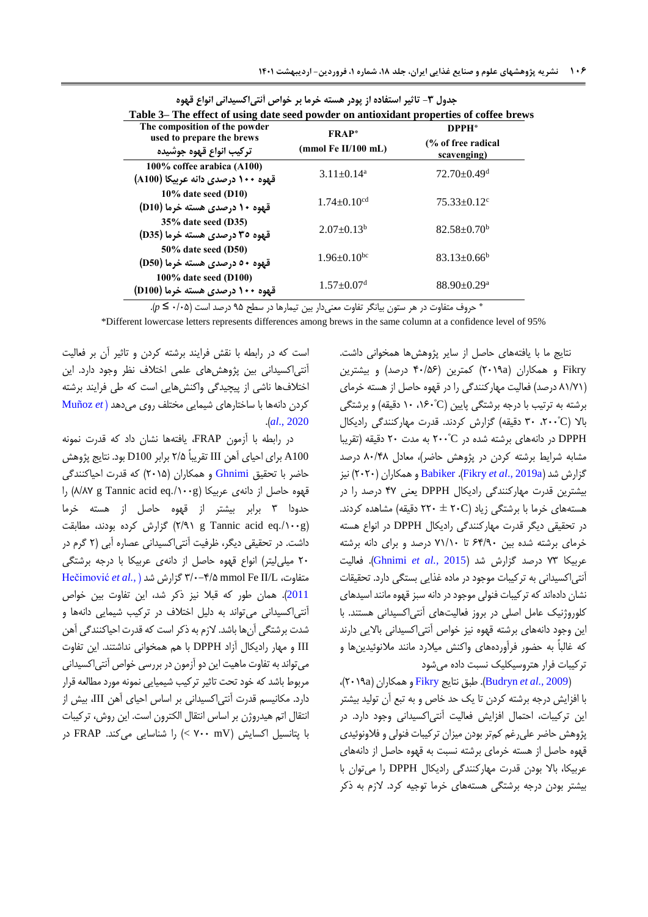جدول ۳- تاثیر استفاده از پودر هسته خرما بر خواص آنتی‌اکسیدانی انواع قهوه

Table 3– The effect of using date seed powder on antioxidant properties of coffee brews

| The composition of the powder used to prepare the brews<br>ترکیب انواع قهوه جوشیده | FRAP* (mmol Fe II/100 mL) | DPPH* (% of free radical scavenging) |
|---|---|---|
| 100% coffee arabica (A100)<br>قهوه ۱۰۰ درصدی دانه عربیکا (A100) | 3.11±0.14[a] | 72.70±0.49[d] |
| 10% date seed (D10)<br>قهوه ۱۰ درصدی هسته خرما (D10) | 1.74±0.10[cd] | 75.33±0.12[c] |
| 35% date seed (D35)<br>قهوه ۳۵ درصدی هسته خرما (D35) | 2.07±0.13[b] | 82.58±0.70[b] |
| 50% date seed (D50)<br>قهوه ۵۰ درصدی هسته خرما (D50) | 1.96±0.10[bc] | 83.13±0.66[b] |
| 100% date seed (D100)<br>قهوه ۱۰۰ درصدی هسته خرما (D100) | 1.57±0.07[d] | 88.90±0.29[a] |

* حروف متفاوت در هر ستون بیانگر تفاوت معنی‌دار بین تیمارها در سطح ۹۵ درصد است ($p \leq 0.05$).

*Different lowercase letters represents differences among brews in the same column at a confidence level of 95%

نتایج ما با یافته‌های حاصل از سایر پژوهش‌ها همخوانی داشت. Fikry و همکاران (۲۰۱۹a) کمترین (۴۰/۵۶ درصد) و بیشترین (۸۱/۷۱ درصد) فعالیت مهارکنندگی را در قهوه حاصل از هسته خرمای برشته به ترتیب با درجه برشتگی پایین (۱۶۰°C، ۱۰ دقیقه) و برشتگی بالا (۲۰۰°C، ۳۰ دقیقه) گزارش کردند. قدرت مهارکنندگی رادیکال DPPH در دانه‌های برشته شده در ۲۰۰°C به مدت ۲۰ دقیقه (تقریبا مشابه شرایط برشته کردن در پژوهش حاضر)، معادل ۸۰/۴۸ درصد گزارش شد (Fikry *et al.*, 2019a). Babiker و همکاران (۲۰۲۰) نیز بیشترین قدرت مهارکنندگی رادیکال DPPH یعنی ۴۷ درصد را در هسته‌های خرما با برشتگی زیاد (۲۲۰ ± ۲۰°C دقیقه) مشاهده کردند. در تحقیقی دیگر قدرت مهارکنندگی رادیکال DPPH در انواع هسته خرمای برشته شده بین ۶۴/۹۰ تا ۷۱/۱۰ درصد و برای دانه برشته عربیکا ۷۳ درصد گزارش شد (Ghnimi *et al.*, 2015). فعالیت آنتی‌اکسیدانی به ترکیبات موجود در ماده غذایی بستگی دارد. تحقیقات نشان داده‌اند که ترکیبات فنولی موجود در دانه سبز قهوه مانند اسیدهای کلروژنیک عامل اصلی در بروز فعالیت‌های آنتی‌اکسیدانی هستند. با این وجود دانه‌های برشته قهوه نیز خواص آنتی‌اکسیدانی بالایی دارند که غالباً به حضور فرآورده‌های واکنش میلارد مانند ملانوئیدین‌ها و ترکیبات فرار هتروسیکلیک نسبت داده می‌شود (Budryn *et al.*, 2009). طبق نتایج Fikry و همکاران (۲۰۱۹a)، با افزایش درجه برشته کردن تا یک حد خاص و به تبع آن تولید بیشتر این ترکیبات، احتمال افزایش فعالیت آنتی‌اکسیدانی وجود دارد. در پژوهش حاضر علی‌رغم کم‌تر بودن میزان ترکیبات فنولی و فلاونوئیدی قهوه حاصل از هسته خرمای برشته نسبت به قهوه حاصل از دانه‌های عربیکا، بالا بودن قدرت مهارکنندگی رادیکال DPPH را می‌توان با بیشتر بودن درجه برشتگی هسته‌های خرما توجیه کرد. لازم به ذکر است که در رابطه با نقش فرایند برشته کردن و تاثیر آن بر فعالیت آنتی‌اکسیدانی بین پژوهش‌های علمی اختلاف نظر وجود دارد. این اختلاف‌ها ناشی از پیچیدگی واکنش‌هایی است که طی فرایند برشته کردن دانه‌ها با ساختارهای شیمیایی مختلف روی می‌دهد (Muñoz *et al.*, 2020).

در رابطه با آزمون FRAP، یافته‌ها نشان داد که قدرت نمونه A100 برای احیای آهن III تقریباً ۲/۵ برابر D100 بود. نتایج پژوهش حاضر با تحقیق Ghnimi و همکاران (۲۰۱۵) که قدرت احیاکنندگی قهوه حاصل از دانه‌ی عربیکا (۸/۸۷ g Tannic acid eq./۱۰۰g) را حدودا ۳ برابر بیشتر از قهوه حاصل از هسته خرما (۲/۹۱ g Tannic acid eq./۱۰۰g) گزارش کرده بودند، مطابقت داشت. در تحقیقی دیگر، ظرفیت آنتی‌اکسیدانی عصاره آبی (۲ گرم در ۲۰ میلی‌لیتر) انواع قهوه حاصل از دانه‌ی عربیکا با درجه برشتگی متفاوت، ۳/۰-۴/۵ mmol Fe II/L گزارش شد (Hečimović *et al.*, 2011). همان طور که قبلا نیز ذکر شد، این تفاوت بین خواص آنتی‌اکسیدانی می‌تواند به دلیل اختلاف در ترکیب شیمیایی دانه‌ها و شدت برشتگی آن‌ها باشد. لازم به ذکر است که قدرت احیاکنندگی آهن III و مهار رادیکال آزاد DPPH با هم همخوانی نداشتند. این تفاوت می‌تواند به تفاوت ماهیت این دو آزمون در بررسی خواص آنتی‌اکسیدانی مربوط باشد که خود تحت تاثیر ترکیب شیمیایی نمونه مورد مطالعه قرار دارد. مکانیسم قدرت آنتی‌اکسیدانی بر اساس احیای آهن III، بیش از انتقال اتم هیدروژن بر اساس انتقال الکترون است. این روش، ترکیبات با پتانسیل اکسایش (< ۷۰۰ mV) را شناسایی می‌کند. در FRAP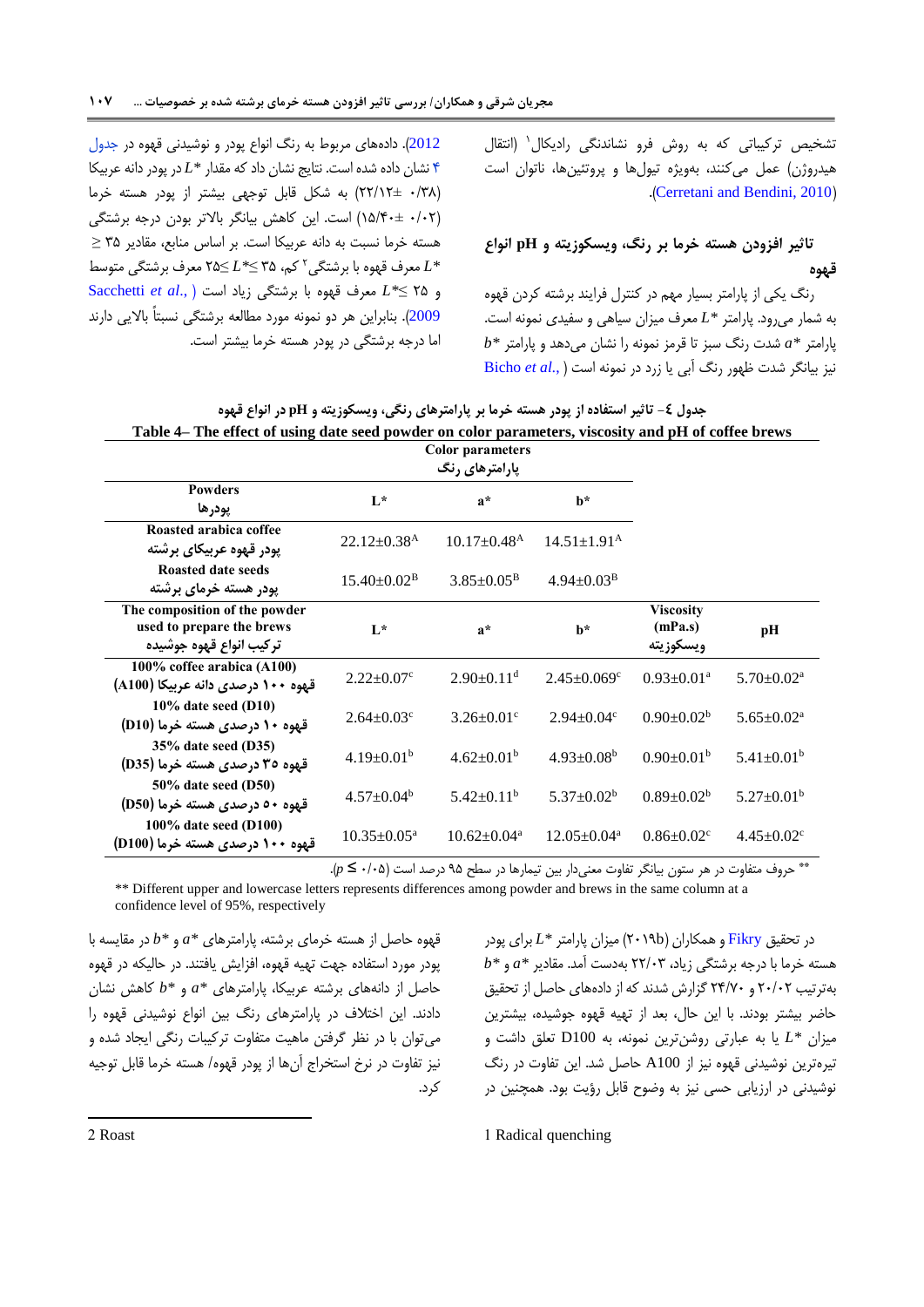تشخیص ترکیباتی که به روش فرو نشانندگی رادیکال[1] (انتقال هیدروژن) عمل می‌کنند، بویژه تیول‌ها و پروتئین‌ها، ناتوان است (Cerretani and Bendini, 2010).

## تاثیر افزودن هسته خرما بر رنگ، ویسکوزیته و pH انواع قهوه

رنگ یکی از پارامتر بسیار مهم در کنترل فرایند برشته کردن قهوه به شمار می‌رود. پارامتر $L^*$ معرف میزان سیاهی و سفیدی نمونه است. پارامتر $a^*$ شدت رنگ سبز تا قرمز نمونه را نشان می‌دهد و پارامتر $b^*$ نیز بیانگر شدت ظهور رنگ آبی یا زرد در نمونه است ( Bicho *et al.*, 2012). داده‌های مربوط به رنگ انواع پودر و نوشیدنی قهوه در جدول ۴ نشان داده شده است. نتایج نشان داد که مقدار $L^*$ در پودر دانه عربیکا (۰/۳۸ ±۲۲/۱۲) به شکل قابل توجهی بیشتر از پودر هسته خرما (۰/۰۲ ±۱۵/۴۰) است. این کاهش بیانگر بالاتر بودن درجه برشتگی هسته خرما نسبت به دانه عربیکا است. بر اساس منابع، مقادیر ۳۵ ≤ $L^*$ معرف قهوه با برشتگی[2] کم، ۳۵ ≥$L^*$≥۲۵ معرف برشتگی متوسط و ۲۵ ≥$L^*$ معرف قهوه با برشتگی زیاد است ( Sacchetti *et al.*, 2009). بنابراین هر دو نمونه مورد مطالعه برشتگی نسبتاً بالایی دارند اما درجه برشتگی در پودر هسته خرما بیشتر است.

جدول ٤- تاثیر استفاده از پودر هسته خرما بر پارامترهای رنگی، ویسکوزیته و pH در انواع قهوه

**Table 4– The effect of using date seed powder on color parameters, viscosity and pH of coffee brews**

| Powders<br>پودرها | Color parameters<br>پارامترهای رنگ L* | a* | b* | | |
|---|---|---|---|---|---|
| Roasted arabica coffee<br>پودر قهوه عربیکای برشته | 22.12±0.38[A] | 10.17±0.48[A] | 14.51±1.91[A] | | |
| Roasted date seeds<br>پودر هسته خرمای برشته | 15.40±0.02[B] | 3.85±0.05[B] | 4.94±0.03[B] | | |
| **The composition of the powder used to prepare the brews<br>ترکیب انواع قهوه جوشیده** | **L*** | **a*** | **b*** | **Viscosity (mPa.s)<br>ویسکوزیته** | **pH** |
| 100% coffee arabica (A100)<br>قهوه ۱۰۰ درصدی دانه عربیکا (A100) | 2.22±0.07[c] | 2.90±0.11[d] | 2.45±0.069[c] | 0.93±0.01[a] | 5.70±0.02[a] |
| 10% date seed (D10)<br>قهوه ۱۰ درصدی هسته خرما (D10) | 2.64±0.03[c] | 3.26±0.01[c] | 2.94±0.04[c] | 0.90±0.02[b] | 5.65±0.02[a] |
| 35% date seed (D35)<br>قهوه ۳۵ درصدی هسته خرما (D35) | 4.19±0.01[b] | 4.62±0.01[b] | 4.93±0.08[b] | 0.90±0.01[b] | 5.41±0.01[b] |
| 50% date seed (D50)<br>قهوه ۵۰ درصدی هسته خرما (D50) | 4.57±0.04[b] | 5.42±0.11[b] | 5.37±0.02[b] | 0.89±0.02[b] | 5.27±0.01[b] |
| 100% date seed (D100)<br>قهوه ۱۰۰ درصدی هسته خرما (D100) | 10.35±0.05[a] | 10.62±0.04[a] | 12.05±0.04[a] | 0.86±0.02[c] | 4.45±0.02[c] |

** حروف متفاوت در هر ستون بیانگر تفاوت معنی‌دار بین تیمارها در سطح ۹۵ درصد است ($p \leq 0.05$).

** Different upper and lowercase letters represents differences among powder and brews in the same column at a confidence level of 95%, respectively

در تحقیق Fikry و همکاران (2019b) میزان پارامتر $L^*$ برای پودر هسته خرما با درجه برشتگی زیاد، ۲۲/۰۳ بدست آمد. مقادیر $a^*$ و $b^*$ به‌ترتیب ۲۰/۰۲ و ۲۴/۷۰ گزارش شدند که از داده‌های حاصل از تحقیق حاضر بیشتر بودند. با این حال، بعد از تهیه قهوه جوشیده، بیشترین میزان $L^*$ یا به عبارتی روشن‌ترین نمونه، به D100 تعلق داشت و تیره‌ترین نوشیدنی قهوه نیز از A100 حاصل شد. این تفاوت در رنگ نوشیدنی در ارزیابی حسی نیز به وضوح قابل رؤیت بود. همچنین در قهوه حاصل از هسته خرمای برشته، پارامترهای $a^*$ و $b^*$ در مقایسه با پودر مورد استفاده جهت تهیه قهوه، افزایش یافتند. در حالیکه در قهوه حاصل از دانه‌های برشته عربیکا، پارامترهای $a^*$ و $b^*$ کاهش نشان دادند. این اختلاف در پارامترهای رنگ بین انواع نوشیدنی قهوه را می‌توان با در نظر گرفتن ماهیت متفاوت ترکیبات رنگی ایجاد شده و نیز تفاوت در نرخ استخراج آن‌ها از پودر قهوه/ هسته خرما قابل توجیه کرد.

1 Radical quenching

2 Roast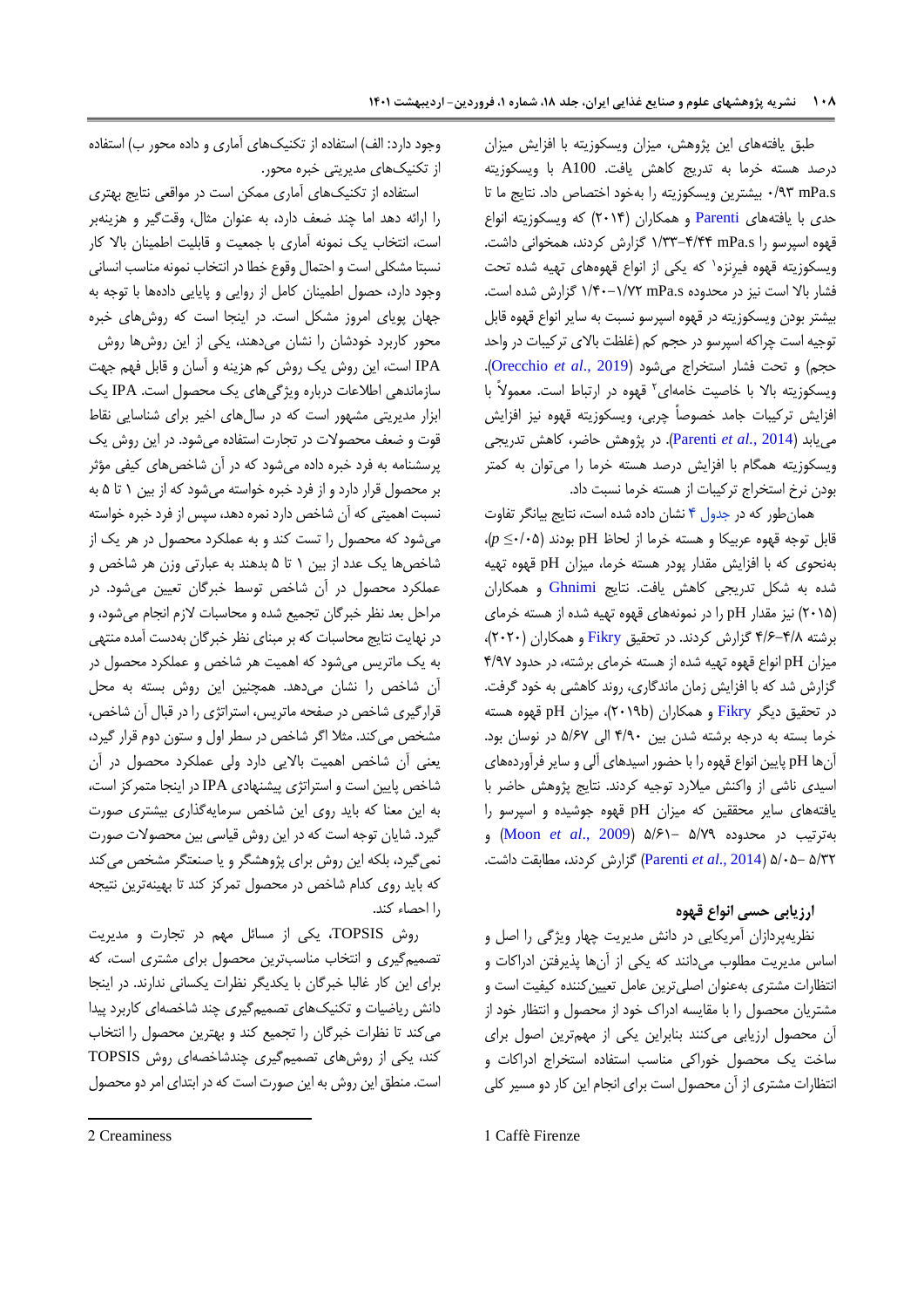طبق یافته‌های این پژوهش، میزان ویسکوزیته با افزایش میزان درصد هسته خرما به تدریج کاهش یافت. A100 با ویسکوزیته ۰/۹۳ mPa.s بیشترین ویسکوزیته را به‌خود اختصاص داد. نتایج ما تا حدی با یافته‌های Parenti و همکاران (۲۰۱۴) که ویسکوزیته انواع قهوه اسپرسو را mPa.s ۴/۴۴-۱/۳۳ گزارش کردند، همخوانی داشت. ویسکوزیته قهوه فیرنزه[1] که یکی از انواع قهوه‌های تهیه شده تحت فشار بالا است نیز در محدوده mPa.s ۱/۷۲-۱/۴۰ گزارش شده است. بیشتر بودن ویسکوزیته در قهوه اسپرسو نسبت به سایر انواع قهوه قابل توجیه است چراکه اسپرسو در حجم کم (غلظت بالای ترکیبات در واحد حجم) و تحت فشار استخراج می‌شود (Orecchio *et al*., 2019). ویسکوزیته بالا با خاصیت خامه‌ای[2] قهوه در ارتباط است. معمولاً با افزایش ترکیبات جامد خصوصاً چربی، ویسکوزیته قهوه نیز افزایش می‌یابد (Parenti *et al*., 2014). در پژوهش حاضر، کاهش تدریجی ویسکوزیته همگام با افزایش درصد هسته خرما را می‌توان به کمتر بودن نرخ استخراج ترکیبات از هسته خرما نسبت داد.

همان‌طور که در جدول ۴ نشان داده شده است، نتایج بیانگر تفاوت قابل توجه قهوه عربیکا و هسته خرما از لحاظ pH بودند ($p \leq 0.05$)، به‌نحوی که با افزایش مقدار پودر هسته خرما، میزان pH قهوه تهیه شده به شکل تدریجی کاهش یافت. نتایج Ghnimi و همکاران (۲۰۱۵) نیز مقدار pH را در نمونه‌های قهوه تهیه شده از هسته خرمای برشته ۴/۸-۴/۶ گزارش کردند. در تحقیق Fikry و همکاران (۲۰۲۰)، میزان pH انواع قهوه تهیه شده از هسته خرمای برشته، در حدود ۴/۹۷ گزارش شد که با افزایش زمان ماندگاری، روند کاهشی به خود گرفت. در تحقیق دیگر Fikry و همکاران (۲۰۱۹b)، میزان pH قهوه هسته خرما بسته به درجه برشته شدن بین ۴/۹۰ الی ۵/۶۷ در نوسان بود. آن‌ها pH پایین انواع قهوه را با حضور اسیدهای آلی و سایر فرآورده‌های اسیدی ناشی از واکنش میلارد توجیه کردند. نتایج پژوهش حاضر با یافته‌های سایر محققین که میزان pH قهوه جوشیده و اسپرسو را به‌ترتیب در محدوده ۵/۷۹ -۵/۶۱ (Moon *et al*., 2009) و ۵/۳۲ -۵/۰۵ (Parenti *et al*., 2014) گزارش کردند، مطابقت داشت.

## ارزیابی حسی انواع قهوه

نظریه‌پردازان آمریکایی در دانش مدیریت چهار ویژگی را اصل و اساس مدیریت مطلوب می‌دانند که یکی از آن‌ها پذیرفتن ادراکات و انتظارات مشتری به‌عنوان اصلی‌ترین عامل تعیین‌کننده کیفیت است و مشتریان محصول را با مقایسه ادراک خود از محصول و انتظار خود از آن محصول ارزیابی می‌کنند بنابراین یکی از مهم‌ترین اصول برای ساخت یک محصول خوراکی مناسب استفاده استخراج ادراکات و انتظارات مشتری از آن محصول است برای انجام این کار دو مسیر کلی وجود دارد: الف) استفاده از تکنیک‌های آماری و داده محور ب) استفاده از تکنیک‌های مدیریتی خبره محور.

استفاده از تکنیک‌های آماری ممکن است در مواقعی نتایج بهتری را ارائه دهد اما چند ضعف دارد، به عنوان مثال، وقت‌گیر و هزینه‌بر است، انتخاب یک نمونه آماری با جمعیت و قابلیت اطمینان بالا کار نسبتا مشکلی است و احتمال وقوع خطا در انتخاب نمونه مناسب انسانی وجود دارد، حصول اطمینان کامل از روایی و پایایی داده‌ها با توجه به جهان پویای امروز مشکل است. در اینجا است که روش‌های خبره محور کاربرد خودشان را نشان می‌دهند، یکی از این روش‌ها روش IPA است، این روش یک روش کم هزینه و آسان و قابل فهم جهت سازماندهی اطلاعات درباره ویژگی‌های یک محصول است. IPA یک ابزار مدیریتی مشهور است که در سال‌های اخیر برای شناسایی نقاط قوت و ضعف محصولات در تجارت استفاده می‌شود. در این روش یک پرسشنامه به فرد خبره داده می‌شود که در آن شاخص‌های کیفی مؤثر بر محصول قرار دارد و از فرد خبره خواسته می‌شود که از بین ۱ تا ۵ به نسبت اهمیتی که آن شاخص دارد نمره دهد، سپس از فرد خبره خواسته می‌شود که محصول را تست کند و به عملکرد محصول در هر یک از شاخص‌ها یک عدد از بین ۱ تا ۵ بدهند به عبارتی وزن هر شاخص و عملکرد محصول در آن شاخص توسط خبرگان تعیین می‌شود. در مراحل بعد نظر خبرگان تجمیع شده و محاسبات لازم انجام می‌شود، و در نهایت نتایج محاسبات که بر مبنای نظر خبرگان به‌دست آمده منتهی به یک ماتریس می‌شود که اهمیت هر شاخص و عملکرد محصول در آن شاخص را نشان می‌دهد. همچنین این روش بسته به محل قرارگیری شاخص در صفحه ماتریس، استراتژی را در قبال آن شاخص، مشخص می‌کند. مثلا اگر شاخص در سطر اول و ستون دوم قرار گیرد، یعنی آن شاخص اهمیت بالایی دارد ولی عملکرد محصول در آن شاخص پایین است و استراتژی پیشنهادی IPA در اینجا متمرکز است، به این معنا که باید روی این شاخص سرمایه‌گذاری بیشتری صورت گیرد. شایان توجه است که در این روش قیاسی بین محصولات صورت نمی‌گیرد، بلکه این روش برای پژوهشگر و یا صنعتگر مشخص می‌کند که باید روی کدام شاخص در محصول تمرکز کند تا بهینه‌ترین نتیجه را احصاء کند.

روش TOPSIS، یکی از مسائل مهم در تجارت و مدیریت تصمیم‌گیری و انتخاب مناسب‌ترین محصول برای مشتری است، که برای این کار غالبا خبرگان با یکدیگر نظرات یکسانی ندارند. در اینجا دانش ریاضیات و تکنیک‌های تصمیم‌گیری چند شاخصه‌ای کاربرد پیدا می‌کند تا نظرات خبرگان را تجمیع کند و بهترین محصول را انتخاب کند، یکی از روش‌های تصمیم‌گیری چندشاخصه‌ای روش TOPSIS است. منطق این روش به این صورت است که در ابتدای امر دو محصول

---

1 Caffè Firenze

2 Creaminess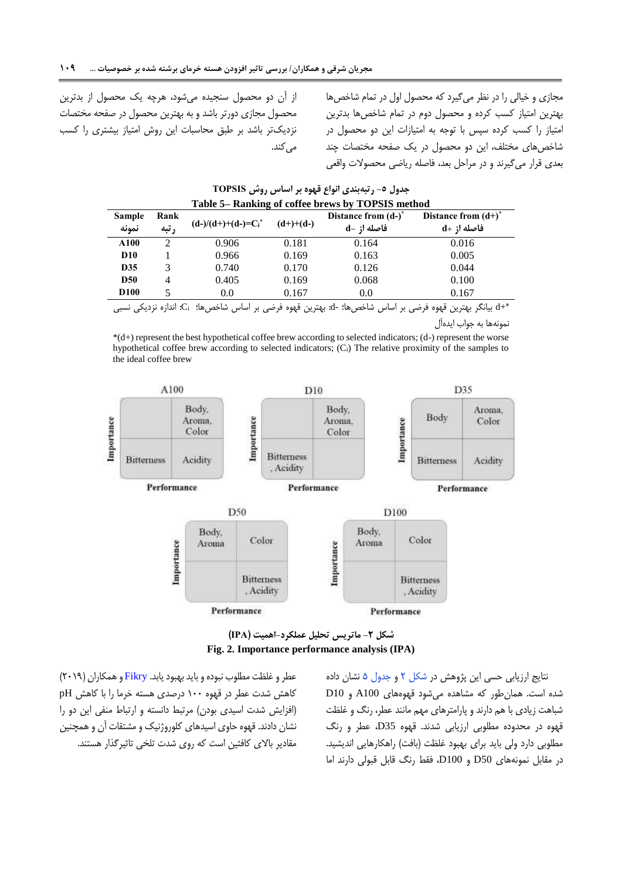مجازی و خیالی را در نظر می‌گیرد که محصول اول در تمام شاخص‌ها بهترین امتیاز کسب کرده و محصول دوم در تمام شاخص‌ها بدترین امتیاز را کسب کرده سپس با توجه به امتیازات این دو محصول در شاخص‌های مختلف، این دو محصول در یک صفحه مختصات چند بعدی قرار می‌گیرند و در مراحل بعد، فاصله ریاضی محصولات واقعی از آن دو محصول سنجیده می‌شود، هرچه یک محصول از بدترین محصول مجازی دورتر باشد و به بهترین محصول در صفحه مختصات نزدیک‌تر باشد بر طبق محاسبات این روش امتیاز بیشتری را کسب می‌کند.

جدول ۵- رتبه‌بندی انواع قهوه بر اساس روش TOPSIS

**Table 5– Ranking of coffee brews by TOPSIS method**

| Sample نمونه | Rank رتبه | $(d-)/(d+)+(d-)=C_i$* | $(d+)+(d-)$ | Distance from (d-)* فاصله از d- | Distance from (d+)* فاصله از d+ |
|---|---|---|---|---|---|
| A100 | 2 | 0.906 | 0.181 | 0.164 | 0.016 |
| D10 | 1 | 0.966 | 0.169 | 0.163 | 0.005 |
| D35 | 3 | 0.740 | 0.170 | 0.126 | 0.044 |
| D50 | 4 | 0.405 | 0.169 | 0.068 | 0.100 |
| D100 | 5 | 0.0 | 0.167 | 0.0 | 0.167 |

*d+ بیانگر بهترین قهوه فرضی بر اساس شاخص‌ها؛ d-: بهترین قهوه فرضی بر اساس شاخص‌ها؛ $C_i$: اندازه نزدیکی نسبی نمونه‌ها به جواب ایده‌آل

*(d+) represent the best hypothetical coffee brew according to selected indicators; (d-) represent the worse hypothetical coffee brew according to selected indicators; ($C_i$) The relative proximity of the samples to the ideal coffee brew

شکل ۲- ماتریس تحلیل عملکرد-اهمیت (IPA)

**Fig. 2. Importance performance analysis (IPA)**

نتایج ارزیابی حسی این پژوهش در شکل ۲ و جدول ۵ نشان داده شده است. همان‌طور که مشاهده می‌شود قهوه‌های A100 و D10 شباهت زیادی با هم دارند و پارامترهای مهم مانند عطر، رنگ و غلظت قهوه در محدوده مطلوبی ارزیابی شدند. قهوه D35، عطر و رنگ مطلوبی دارد ولی باید برای بهبود غلظت (بافت) راهکارهایی اندیشید. در مقابل نمونه‌های D50 و D100، فقط رنگ قابل قبولی دارند اما عطر و غلظت مطلوب نبوده و باید بهبود یابد. Fikry و همکاران (۲۰۱۹) کاهش شدت عطر در قهوه ۱۰۰ درصدی هسته خرما را با کاهش pH (افزایش شدت اسیدی بودن) مرتبط دانسته و ارتباط منفی این دو را نشان دادند. قهوه حاوی اسیدهای کلوروژنیک و مشتقات آن و همچنین مقادیر بالای کافئین است که روی شدت تلخی تاثیرگذار هستند.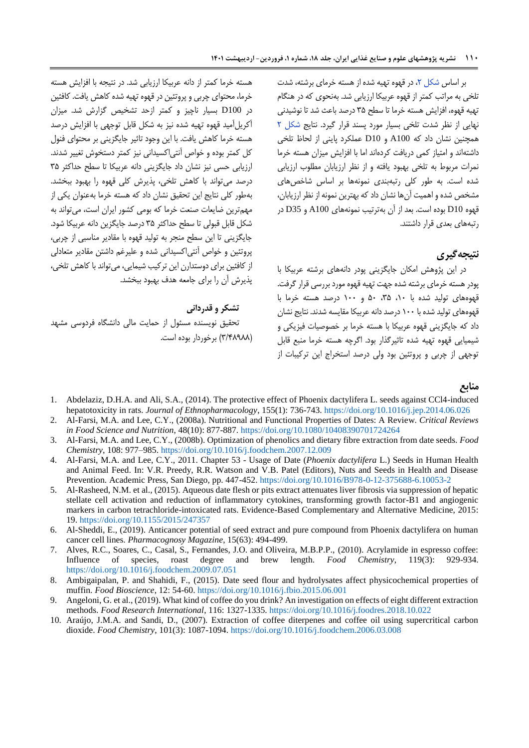بر اساس شکل ۲، در قهوه تهیه شده از هسته خرمای برشته، شدت تلخی به مراتب کمتر از قهوه عربیکا ارزیابی شد. به‌نحوی که در هنگام تهیه قهوه، افزایش هسته خرما تا سطح ۳۵ درصد باعث شد تا نوشیدنی نهایی از نظر شدت تلخی بسیار مورد پسند قرار گیرد. نتایج شکل ۲ همچنین نشان داد که A100 و D10 عملکرد پایینی از لحاظ تلخی داشته‌اند و امتیاز کمی دریافت کرده‌اند اما با افزایش میزان هسته خرما نمرات مربوط به تلخی بهبود یافته و از نظر ارزیابان مطلوب ارزیابی شده است. به طور کلی رتبه‌بندی نمونه‌ها بر اساس شاخص‌های مشخص شده و اهمیت آن‌ها نشان داد که بهترین نمونه از نظر ارزیابان، قهوه D10 بوده است. بعد از آن به‌ترتیب نمونه‌های A100 و D35 در رتبه‌های بعدی قرار داشتند.

## نتیجه‌گیری

در این پژوهش امکان جایگزینی پودر دانه‌های برشته عربیکا با پودر هسته خرمای برشته شده جهت تهیه قهوه مورد بررسی قرار گرفت. قهوه‌های تولید شده با ۱۰، ۳۵، ۵۰ و ۱۰۰ درصد هسته خرما با قهوه‌های تولید شده با ۱۰۰ درصد دانه عربیکا مقایسه شدند. نتایج نشان داد که جایگزینی قهوه عربیکا با هسته خرما بر خصوصیات فیزیکی و شیمیایی قهوه تهیه شده تاثیرگذار بود. اگرچه هسته خرما منبع قابل توجهی از چربی و پروتئین بود ولی درصد استخراج این ترکیبات از هسته خرما کمتر از دانه عربیکا ارزیابی شد. در نتیجه با افزایش هسته خرما، محتوای چربی و پروتئین در قهوه تهیه شده کاهش یافت. کافئین در D100 بسیار ناچیز و کمتر ازحد تشخیص گزارش شد. میزان آکریل‌آمید قهوه تهیه شده نیز به شکل قابل توجهی با افزایش درصد هسته خرما کاهش یافت. با این وجود تاثیر جایگزینی بر محتوای فنول کل کمتر بوده و خواص آنتی‌اکسیدانی نیز کمتر دستخوش تغییر شدند. ارزیابی حسی نیز نشان داد جایگزینی دانه عربیکا تا سطح حداکثر ۳۵ درصد می‌تواند با کاهش تلخی، پذیرش کلی قهوه را بهبود ببخشد. به‌طور کلی نتایج این تحقیق نشان داد که هسته خرما به‌عنوان یکی از مهم‌ترین ضایعات صنعت خرما که بومی کشور ایران است، می‌تواند به شکل قابل قبولی تا سطح حداکثر ۳۵ درصد جایگزین دانه عربیکا شود. جایگزینی تا این سطح منجر به تولید قهوه با مقادیر مناسبی از چربی، پروتئین و خواص آنتی‌اکسیدانی شده و علیرغم داشتن مقادیر متعادلی از کافئین برای دوستدارن این ترکیب شیمیایی، می‌تواند با کاهش تلخی، پذیرش آن را برای جامعه هدف بهبود ببخشد.

## تشکر و قدردانی

تحقیق نویسنده مسئول از حمایت مالی دانشگاه فردوسی مشهد (۳/۴۸۹۸۸) برخوردار بوده است.

## منابع

1. Abdelaziz, D.H.A. and Ali, S.A., (2014). The protective effect of Phoenix dactylifera L. seeds against CCl4-induced hepatotoxicity in rats. *Journal of Ethnopharmacology*, 155(1): 736-743. https://doi.org/10.1016/j.jep.2014.06.026
2. Al-Farsi, M.A. and Lee, C.Y., (2008a). Nutritional and Functional Properties of Dates: A Review. *Critical Reviews in Food Science and Nutrition*, 48(10): 877-887. https://doi.org/10.1080/10408390701724264
3. Al-Farsi, M.A. and Lee, C.Y., (2008b). Optimization of phenolics and dietary fibre extraction from date seeds. *Food Chemistry*, 108: 977–985. https://doi.org/10.1016/j.foodchem.2007.12.009
4. Al-Farsi, M.A. and Lee, C.Y., 2011. Chapter 53 - Usage of Date (*Phoenix dactylifera* L.) Seeds in Human Health and Animal Feed. In: V.R. Preedy, R.R. Watson and V.B. Patel (Editors), Nuts and Seeds in Health and Disease Prevention. Academic Press, San Diego, pp. 447-452. https://doi.org/10.1016/B978-0-12-375688-6.10053-2
5. Al-Rasheed, N.M. et al., (2015). Aqueous date flesh or pits extract attenuates liver fibrosis via suppression of hepatic stellate cell activation and reduction of inflammatory cytokines, transforming growth factor-B1 and angiogenic markers in carbon tetrachloride-intoxicated rats. Evidence-Based Complementary and Alternative Medicine, 2015: 19. https://doi.org/10.1155/2015/247357
6. Al-Sheddi, E., (2019). Anticancer potential of seed extract and pure compound from Phoenix dactylifera on human cancer cell lines. *Pharmacognosy Magazine*, 15(63): 494-499.
7. Alves, R.C., Soares, C., Casal, S., Fernandes, J.O. and Oliveira, M.B.P.P., (2010). Acrylamide in espresso coffee: Influence of species, roast degree and brew length. *Food Chemistry*, 119(3): 929-934. https://doi.org/10.1016/j.foodchem.2009.07.051
8. Ambigaipalan, P. and Shahidi, F., (2015). Date seed flour and hydrolysates affect physicochemical properties of muffin. *Food Bioscience*, 12: 54-60. https://doi.org/10.1016/j.fbio.2015.06.001
9. Angeloni, G. et al., (2019). What kind of coffee do you drink? An investigation on effects of eight different extraction methods. *Food Research International*, 116: 1327-1335. https://doi.org/10.1016/j.foodres.2018.10.022
10. Araújo, J.M.A. and Sandi, D., (2007). Extraction of coffee diterpenes and coffee oil using supercritical carbon dioxide. *Food Chemistry*, 101(3): 1087-1094. https://doi.org/10.1016/j.foodchem.2006.03.008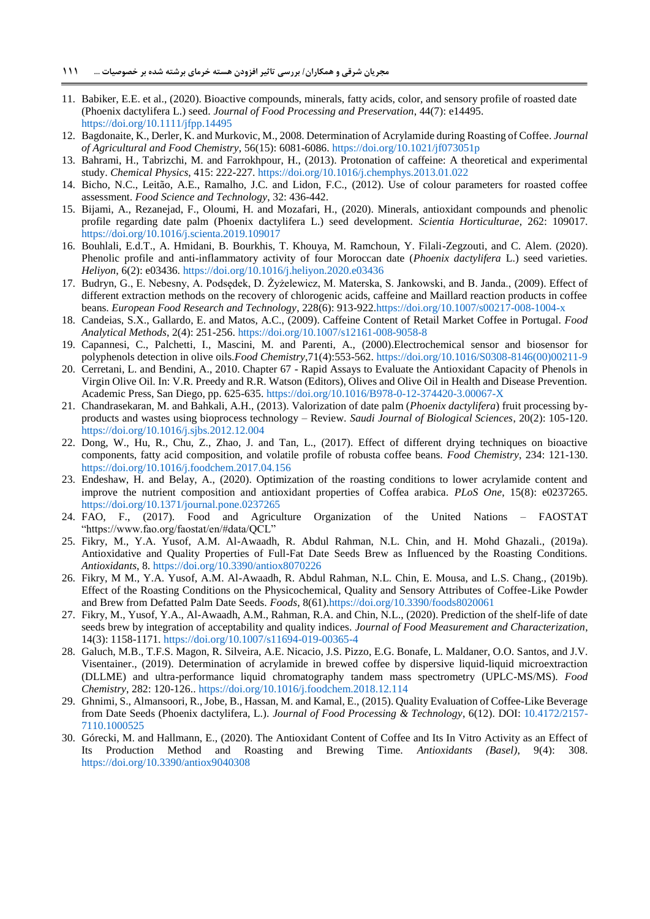11. Babiker, E.E. et al., (2020). Bioactive compounds, minerals, fatty acids, color, and sensory profile of roasted date (Phoenix dactylifera L.) seed. *Journal of Food Processing and Preservation*, 44(7): e14495. https://doi.org/10.1111/jfpp.14495
12. Bagdonaite, K., Derler, K. and Murkovic, M., 2008. Determination of Acrylamide during Roasting of Coffee. *Journal of Agricultural and Food Chemistry*, 56(15): 6081-6086. https://doi.org/10.1021/jf073051p
13. Bahrami, H., Tabrizchi, M. and Farrokhpour, H., (2013). Protonation of caffeine: A theoretical and experimental study. *Chemical Physics*, 415: 222-227. https://doi.org/10.1016/j.chemphys.2013.01.022
14. Bicho, N.C., Leitão, A.E., Ramalho, J.C. and Lidon, F.C., (2012). Use of colour parameters for roasted coffee assessment. *Food Science and Technology*, 32: 436-442.
15. Bijami, A., Rezanejad, F., Oloumi, H. and Mozafari, H., (2020). Minerals, antioxidant compounds and phenolic profile regarding date palm (Phoenix dactylifera L.) seed development. *Scientia Horticulturae*, 262: 109017. https://doi.org/10.1016/j.scienta.2019.109017
16. Bouhlali, E.d.T., A. Hmidani, B. Bourkhis, T. Khouya, M. Ramchoun, Y. Filali-Zegzouti, and C. Alem. (2020). Phenolic profile and anti-inflammatory activity of four Moroccan date (*Phoenix dactylifera* L.) seed varieties. *Heliyon*, 6(2): e03436. https://doi.org/10.1016/j.heliyon.2020.e03436
17. Budryn, G., E. Nebesny, A. Podsędek, D. Żyżelewicz, M. Materska, S. Jankowski, and B. Janda., (2009). Effect of different extraction methods on the recovery of chlorogenic acids, caffeine and Maillard reaction products in coffee beans. *European Food Research and Technology*, 228(6): 913-922.https://doi.org/10.1007/s00217-008-1004-x
18. Candeias, S.X., Gallardo, E. and Matos, A.C., (2009). Caffeine Content of Retail Market Coffee in Portugal. *Food Analytical Methods*, 2(4): 251-256. https://doi.org/10.1007/s12161-008-9058-8
19. Capannesi, C., Palchetti, I., Mascini, M. and Parenti, A., (2000).Electrochemical sensor and biosensor for polyphenols detection in olive oils.*Food Chemistry*,71(4):553-562. https://doi.org/10.1016/S0308-8146(00)00211-9
20. Cerretani, L. and Bendini, A., 2010. Chapter 67 - Rapid Assays to Evaluate the Antioxidant Capacity of Phenols in Virgin Olive Oil. In: V.R. Preedy and R.R. Watson (Editors), Olives and Olive Oil in Health and Disease Prevention. Academic Press, San Diego, pp. 625-635. https://doi.org/10.1016/B978-0-12-374420-3.00067-X
21. Chandrasekaran, M. and Bahkali, A.H., (2013). Valorization of date palm (*Phoenix dactylifera*) fruit processing by-products and wastes using bioprocess technology – Review. *Saudi Journal of Biological Sciences*, 20(2): 105-120. https://doi.org/10.1016/j.sjbs.2012.12.004
22. Dong, W., Hu, R., Chu, Z., Zhao, J. and Tan, L., (2017). Effect of different drying techniques on bioactive components, fatty acid composition, and volatile profile of robusta coffee beans. *Food Chemistry*, 234: 121-130. https://doi.org/10.1016/j.foodchem.2017.04.156
23. Endeshaw, H. and Belay, A., (2020). Optimization of the roasting conditions to lower acrylamide content and improve the nutrient composition and antioxidant properties of Coffea arabica. *PLoS One*, 15(8): e0237265. https://doi.org/10.1371/journal.pone.0237265
24. FAO, F., (2017). Food and Agriculture Organization of the United Nations – FAOSTAT "https://www.fao.org/faostat/en/#data/QCL"
25. Fikry, M., Y.A. Yusof, A.M. Al-Awaadh, R. Abdul Rahman, N.L. Chin, and H. Mohd Ghazali., (2019a). Antioxidative and Quality Properties of Full-Fat Date Seeds Brew as Influenced by the Roasting Conditions. *Antioxidants*, 8. https://doi.org/10.3390/antiox8070226
26. Fikry, M M., Y.A. Yusof, A.M. Al-Awaadh, R. Abdul Rahman, N.L. Chin, E. Mousa, and L.S. Chang., (2019b). Effect of the Roasting Conditions on the Physicochemical, Quality and Sensory Attributes of Coffee-Like Powder and Brew from Defatted Palm Date Seeds. *Foods*, 8(61).https://doi.org/10.3390/foods8020061
27. Fikry, M., Yusof, Y.A., Al-Awaadh, A.M., Rahman, R.A. and Chin, N.L., (2020). Prediction of the shelf-life of date seeds brew by integration of acceptability and quality indices. *Journal of Food Measurement and Characterization*, 14(3): 1158-1171. https://doi.org/10.1007/s11694-019-00365-4
28. Galuch, M.B., T.F.S. Magon, R. Silveira, A.E. Nicacio, J.S. Pizzo, E.G. Bonafe, L. Maldaner, O.O. Santos, and J.V. Visentainer., (2019). Determination of acrylamide in brewed coffee by dispersive liquid-liquid microextraction (DLLME) and ultra-performance liquid chromatography tandem mass spectrometry (UPLC-MS/MS). *Food Chemistry*, 282: 120-126.. https://doi.org/10.1016/j.foodchem.2018.12.114
29. Ghnimi, S., Almansoori, R., Jobe, B., Hassan, M. and Kamal, E., (2015). Quality Evaluation of Coffee-Like Beverage from Date Seeds (Phoenix dactylifera, L.). *Journal of Food Processing & Technology*, 6(12). DOI: 10.4172/2157-7110.1000525
30. Górecki, M. and Hallmann, E., (2020). The Antioxidant Content of Coffee and Its In Vitro Activity as an Effect of Its Production Method and Roasting and Brewing Time. *Antioxidants (Basel)*, 9(4): 308. https://doi.org/10.3390/antiox9040308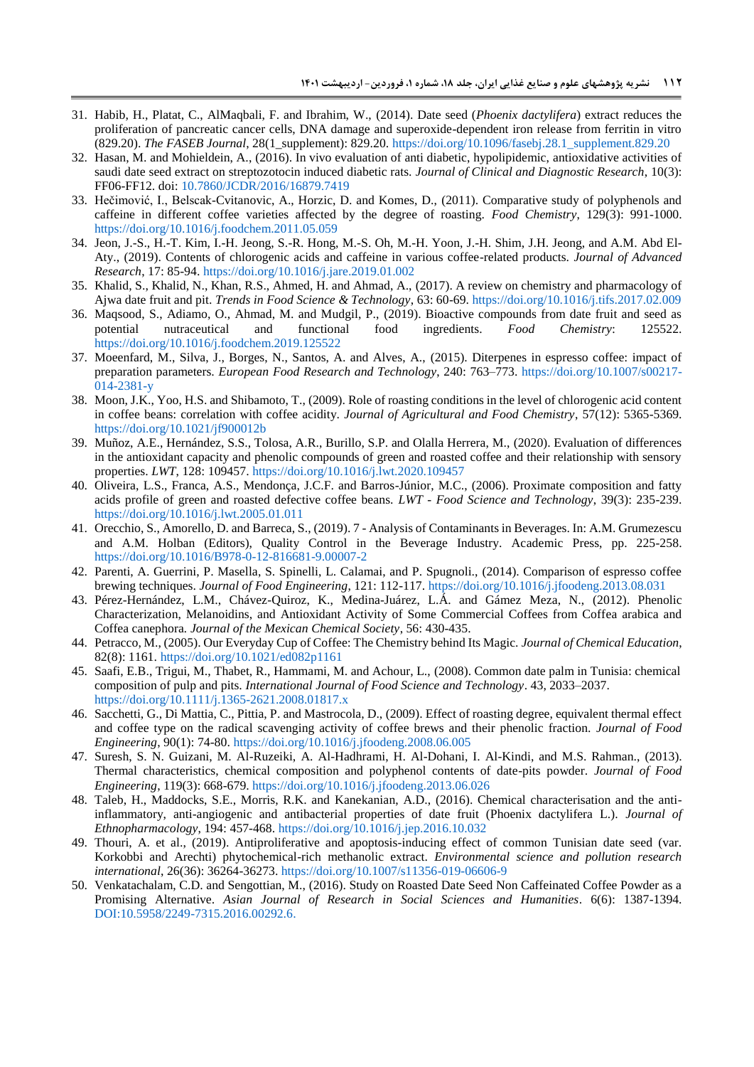31. Habib, H., Platat, C., AlMaqbali, F. and Ibrahim, W., (2014). Date seed (*Phoenix dactylifera*) extract reduces the proliferation of pancreatic cancer cells, DNA damage and superoxide-dependent iron release from ferritin in vitro (829.20). *The FASEB Journal*, 28(1_supplement): 829.20. https://doi.org/10.1096/fasebj.28.1_supplement.829.20
32. Hasan, M. and Mohieldein, A., (2016). In vivo evaluation of anti diabetic, hypolipidemic, antioxidative activities of saudi date seed extract on streptozotocin induced diabetic rats. *Journal of Clinical and Diagnostic Research*, 10(3): FF06-FF12. doi: 10.7860/JCDR/2016/16879.7419
33. Hečimović, I., Belscak-Cvitanovic, A., Horzic, D. and Komes, D., (2011). Comparative study of polyphenols and caffeine in different coffee varieties affected by the degree of roasting. *Food Chemistry*, 129(3): 991-1000. https://doi.org/10.1016/j.foodchem.2011.05.059
34. Jeon, J.-S., H.-T. Kim, I.-H. Jeong, S.-R. Hong, M.-S. Oh, M.-H. Yoon, J.-H. Shim, J.H. Jeong, and A.M. Abd El-Aty., (2019). Contents of chlorogenic acids and caffeine in various coffee-related products. *Journal of Advanced Research*, 17: 85-94. https://doi.org/10.1016/j.jare.2019.01.002
35. Khalid, S., Khalid, N., Khan, R.S., Ahmed, H. and Ahmad, A., (2017). A review on chemistry and pharmacology of Ajwa date fruit and pit. *Trends in Food Science & Technology*, 63: 60-69. https://doi.org/10.1016/j.tifs.2017.02.009
36. Maqsood, S., Adiamo, O., Ahmad, M. and Mudgil, P., (2019). Bioactive compounds from date fruit and seed as potential nutraceutical and functional food ingredients. *Food Chemistry*: 125522. https://doi.org/10.1016/j.foodchem.2019.125522
37. Moeenfard, M., Silva, J., Borges, N., Santos, A. and Alves, A., (2015). Diterpenes in espresso coffee: impact of preparation parameters. *European Food Research and Technology*, 240: 763–773. https://doi.org/10.1007/s00217-014-2381-y
38. Moon, J.K., Yoo, H.S. and Shibamoto, T., (2009). Role of roasting conditions in the level of chlorogenic acid content in coffee beans: correlation with coffee acidity. *Journal of Agricultural and Food Chemistry*, 57(12): 5365-5369. https://doi.org/10.1021/jf900012b
39. Muñoz, A.E., Hernández, S.S., Tolosa, A.R., Burillo, S.P. and Olalla Herrera, M., (2020). Evaluation of differences in the antioxidant capacity and phenolic compounds of green and roasted coffee and their relationship with sensory properties. *LWT*, 128: 109457. https://doi.org/10.1016/j.lwt.2020.109457
40. Oliveira, L.S., Franca, A.S., Mendonça, J.C.F. and Barros-Júnior, M.C., (2006). Proximate composition and fatty acids profile of green and roasted defective coffee beans. *LWT - Food Science and Technology*, 39(3): 235-239. https://doi.org/10.1016/j.lwt.2005.01.011
41. Orecchio, S., Amorello, D. and Barreca, S., (2019). 7 - Analysis of Contaminants in Beverages. In: A.M. Grumezescu and A.M. Holban (Editors), Quality Control in the Beverage Industry. Academic Press, pp. 225-258. https://doi.org/10.1016/B978-0-12-816681-9.00007-2
42. Parenti, A. Guerrini, P. Masella, S. Spinelli, L. Calamai, and P. Spugnoli., (2014). Comparison of espresso coffee brewing techniques. *Journal of Food Engineering*, 121: 112-117. https://doi.org/10.1016/j.jfoodeng.2013.08.031
43. Pérez-Hernández, L.M., Chávez-Quiroz, K., Medina-Juárez, L.Á. and Gámez Meza, N., (2012). Phenolic Characterization, Melanoidins, and Antioxidant Activity of Some Commercial Coffees from Coffea arabica and Coffea canephora. *Journal of the Mexican Chemical Society*, 56: 430-435.
44. Petracco, M., (2005). Our Everyday Cup of Coffee: The Chemistry behind Its Magic. *Journal of Chemical Education*, 82(8): 1161. https://doi.org/10.1021/ed082p1161
45. Saafi, E.B., Trigui, M., Thabet, R., Hammami, M. and Achour, L., (2008). Common date palm in Tunisia: chemical composition of pulp and pits. *International Journal of Food Science and Technology*. 43, 2033–2037. https://doi.org/10.1111/j.1365-2621.2008.01817.x
46. Sacchetti, G., Di Mattia, C., Pittia, P. and Mastrocola, D., (2009). Effect of roasting degree, equivalent thermal effect and coffee type on the radical scavenging activity of coffee brews and their phenolic fraction. *Journal of Food Engineering*, 90(1): 74-80. https://doi.org/10.1016/j.jfoodeng.2008.06.005
47. Suresh, S. N. Guizani, M. Al-Ruzeiki, A. Al-Hadhrami, H. Al-Dohani, I. Al-Kindi, and M.S. Rahman., (2013). Thermal characteristics, chemical composition and polyphenol contents of date-pits powder. *Journal of Food Engineering*, 119(3): 668-679. https://doi.org/10.1016/j.jfoodeng.2013.06.026
48. Taleb, H., Maddocks, S.E., Morris, R.K. and Kanekanian, A.D., (2016). Chemical characterisation and the anti-inflammatory, anti-angiogenic and antibacterial properties of date fruit (Phoenix dactylifera L.). *Journal of Ethnopharmacology*, 194: 457-468. https://doi.org/10.1016/j.jep.2016.10.032
49. Thouri, A. et al., (2019). Antiproliferative and apoptosis-inducing effect of common Tunisian date seed (var. Korkobbi and Arechti) phytochemical-rich methanolic extract. *Environmental science and pollution research international*, 26(36): 36264-36273. https://doi.org/10.1007/s11356-019-06606-9
50. Venkatachalam, C.D. and Sengottian, M., (2016). Study on Roasted Date Seed Non Caffeinated Coffee Powder as a Promising Alternative. *Asian Journal of Research in Social Sciences and Humanities*. 6(6): 1387-1394. DOI:10.5958/2249-7315.2016.00292.6.